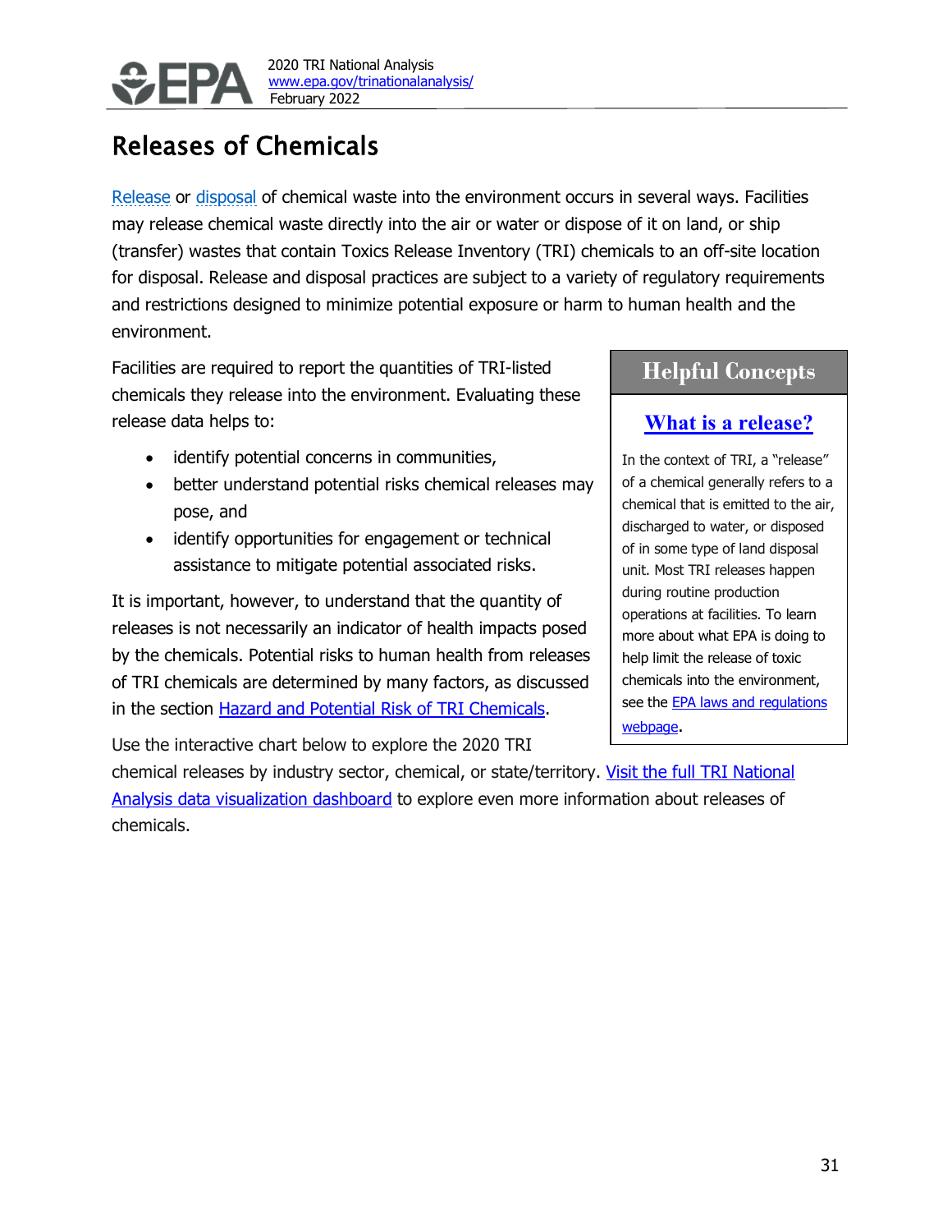# Releases of Chemicals

Release or disposal of chemical waste into the environment occurs in several ways. Facilities may release chemical waste directly into the air or water or dispose of it on land, or ship (transfer) wastes that contain Toxics Release Inventory (TRI) chemicals to an off-site location for disposal. Release and disposal practices are subject to a variety of regulatory requirements and restrictions designed to minimize potential exposure or harm to human health and the environment.

Facilities are required to report the quantities of TRI-listed chemicals they release into the environment. Evaluating these release data helps to:

- identify potential concerns in communities,
- better understand potential risks chemical releases may pose, and
- identify opportunities for engagement or technical assistance to mitigate potential associated risks.

It is important, however, to understand that the quantity of releases is not necessarily an indicator of health impacts posed by the chemicals. Potential risks to human health from releases of TRI chemicals are determined by many factors, as discussed in the section Hazard and Potential Risk of TRI Chemicals.

> **Helpful Concepts**
>
> **What is a release?**
>
> In the context of TRI, a "release" of a chemical generally refers to a chemical that is emitted to the air, discharged to water, or disposed of in some type of land disposal unit. Most TRI releases happen during routine production operations at facilities. To learn more about what EPA is doing to help limit the release of toxic chemicals into the environment, see the EPA laws and regulations webpage.

Use the interactive chart below to explore the 2020 TRI chemical releases by industry sector, chemical, or state/territory. Visit the full TRI National Analysis data visualization dashboard to explore even more information about releases of chemicals.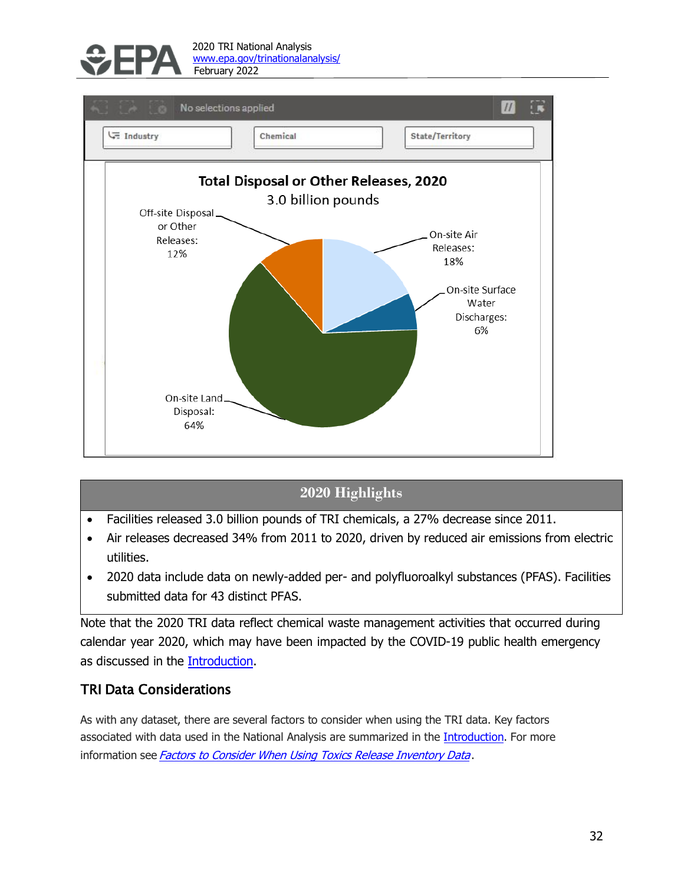**Total Disposal or Other Releases, 2020**

3.0 billion pounds

- Off-site Disposal or Other Releases: 12%
- On-site Air Releases: 18%
- On-site Surface Water Discharges: 6%
- On-site Land Disposal: 64%

## 2020 Highlights

- Facilities released 3.0 billion pounds of TRI chemicals, a 27% decrease since 2011.
- Air releases decreased 34% from 2011 to 2020, driven by reduced air emissions from electric utilities.
- 2020 data include data on newly-added per- and polyfluoroalkyl substances (PFAS). Facilities submitted data for 43 distinct PFAS.

Note that the 2020 TRI data reflect chemical waste management activities that occurred during calendar year 2020, which may have been impacted by the COVID-19 public health emergency as discussed in the Introduction.

## TRI Data Considerations

As with any dataset, there are several factors to consider when using the TRI data. Key factors associated with data used in the National Analysis are summarized in the Introduction. For more information see *Factors to Consider When Using Toxics Release Inventory Data*.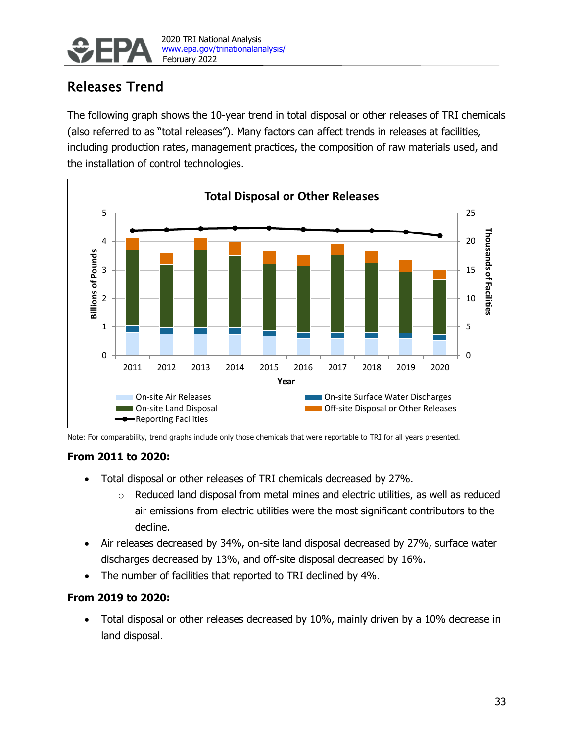## Releases Trend

The following graph shows the 10-year trend in total disposal or other releases of TRI chemicals (also referred to as "total releases"). Many factors can affect trends in releases at facilities, including production rates, management practices, the composition of raw materials used, and the installation of control technologies.

Note: For comparability, trend graphs include only those chemicals that were reportable to TRI for all years presented.

**From 2011 to 2020:**

- Total disposal or other releases of TRI chemicals decreased by 27%.
  - Reduced land disposal from metal mines and electric utilities, as well as reduced air emissions from electric utilities were the most significant contributors to the decline.
- Air releases decreased by 34%, on-site land disposal decreased by 27%, surface water discharges decreased by 13%, and off-site disposal decreased by 16%.
- The number of facilities that reported to TRI declined by 4%.

**From 2019 to 2020:**

- Total disposal or other releases decreased by 10%, mainly driven by a 10% decrease in land disposal.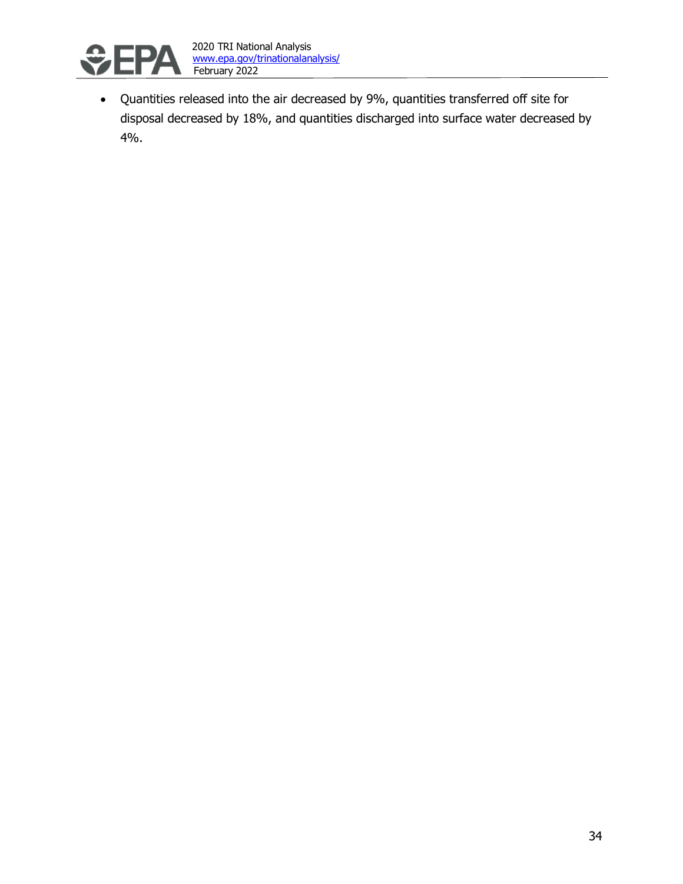- Quantities released into the air decreased by 9%, quantities transferred off site for disposal decreased by 18%, and quantities discharged into surface water decreased by 4%.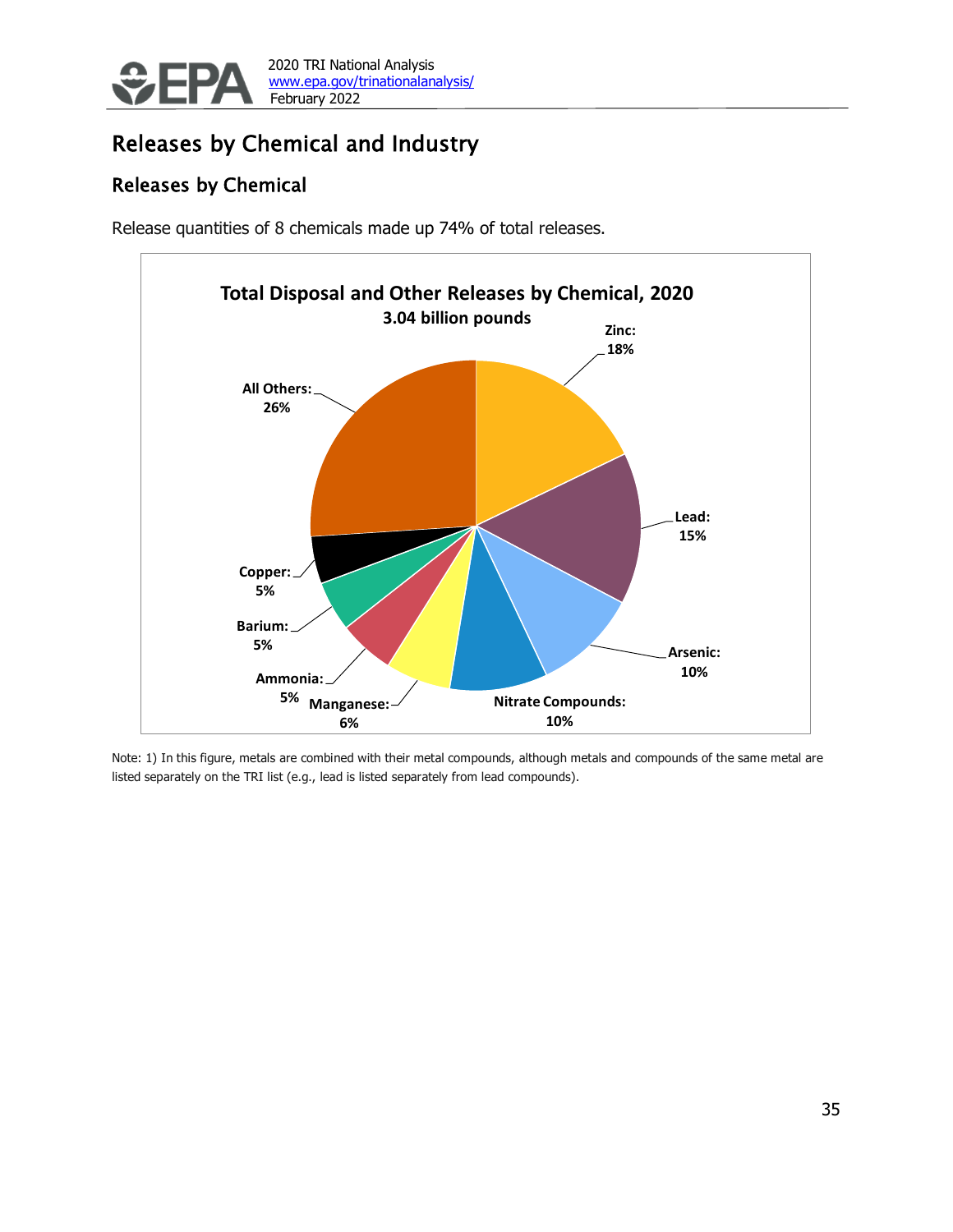## Releases by Chemical and Industry

### Releases by Chemical

Release quantities of 8 chemicals made up 74% of total releases.

**Total Disposal and Other Releases by Chemical, 2020**
**3.04 billion pounds**

| Chemical | Percent |
|---|---|
| Zinc | 18% |
| Lead | 15% |
| Arsenic | 10% |
| Nitrate Compounds | 10% |
| Manganese | 6% |
| Ammonia | 5% |
| Barium | 5% |
| Copper | 5% |
| All Others | 26% |

Note: 1) In this figure, metals are combined with their metal compounds, although metals and compounds of the same metal are listed separately on the TRI list (e.g., lead is listed separately from lead compounds).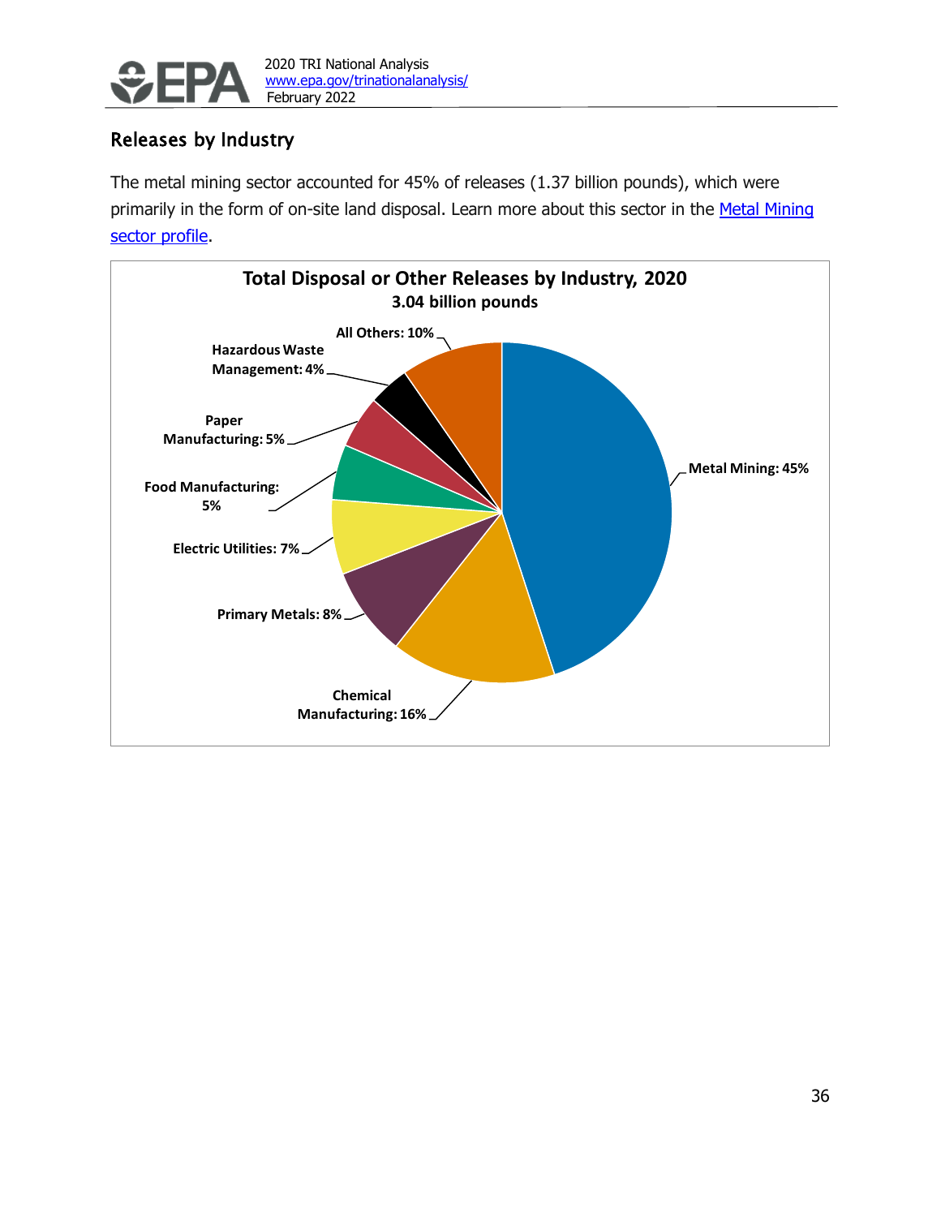## Releases by Industry

The metal mining sector accounted for 45% of releases (1.37 billion pounds), which were primarily in the form of on-site land disposal. Learn more about this sector in the Metal Mining sector profile.

**Total Disposal or Other Releases by Industry, 2020**
**3.04 billion pounds**

| Industry | Percent |
| --- | --- |
| Metal Mining | 45% |
| Chemical Manufacturing | 16% |
| Primary Metals | 8% |
| Electric Utilities | 7% |
| Food Manufacturing | 5% |
| Paper Manufacturing | 5% |
| Hazardous Waste Management | 4% |
| All Others | 10% |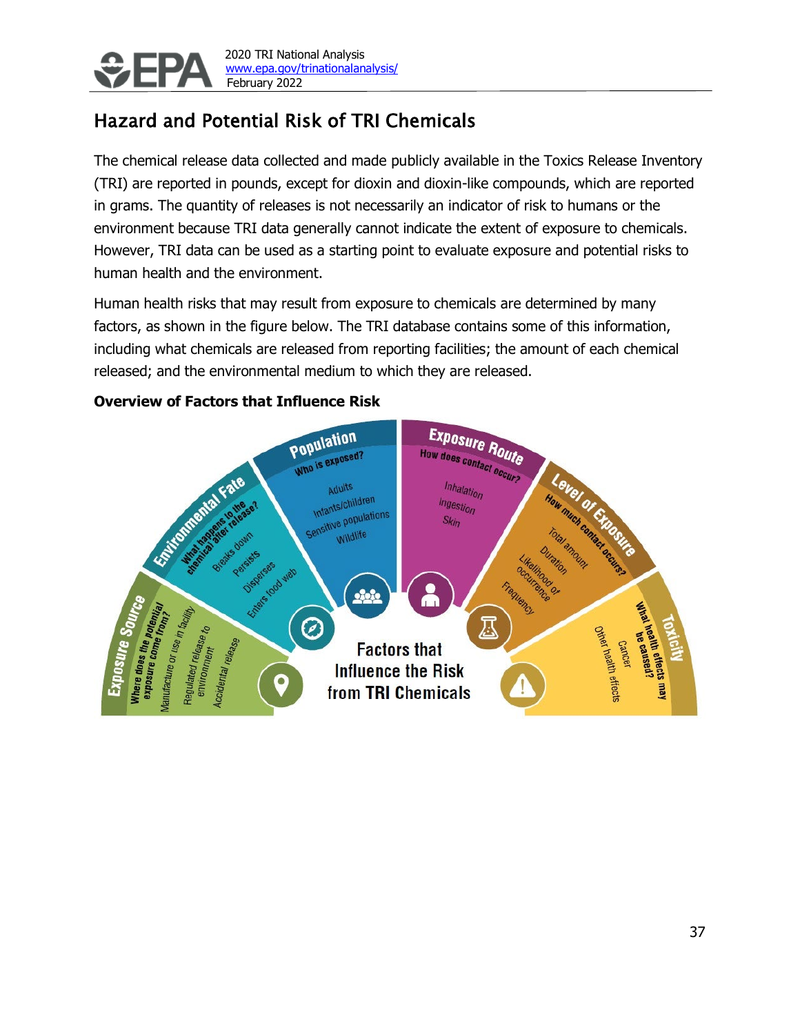## Hazard and Potential Risk of TRI Chemicals

The chemical release data collected and made publicly available in the Toxics Release Inventory (TRI) are reported in pounds, except for dioxin and dioxin-like compounds, which are reported in grams. The quantity of releases is not necessarily an indicator of risk to humans or the environment because TRI data generally cannot indicate the extent of exposure to chemicals. However, TRI data can be used as a starting point to evaluate exposure and potential risks to human health and the environment.

Human health risks that may result from exposure to chemicals are determined by many factors, as shown in the figure below. The TRI database contains some of this information, including what chemicals are released from reporting facilities; the amount of each chemical released; and the environmental medium to which they are released.

**Overview of Factors that Influence Risk**

**Factors that Influence the Risk from TRI Chemicals**

- **Exposure Source** – Where does the potential exposure come from?
  - Manufacture or use in facility
  - Regulated release to environment
  - Accidental release
- **Environmental Fate** – What happens to the chemical after release?
  - Breaks down
  - Persists
  - Disperses
  - Enters food web
- **Population** – Who is exposed?
  - Adults
  - Infants/children
  - Sensitive populations
  - Wildlife
- **Exposure Route** – How does contact occur?
  - Inhalation
  - Ingestion
  - Skin
- **Level of Exposure** – How much contact occurs?
  - Total amount
  - Duration
  - Likelihood of occurrence
  - Frequency
- **Toxicity** – What health effects may be caused?
  - Cancer
  - Other health effects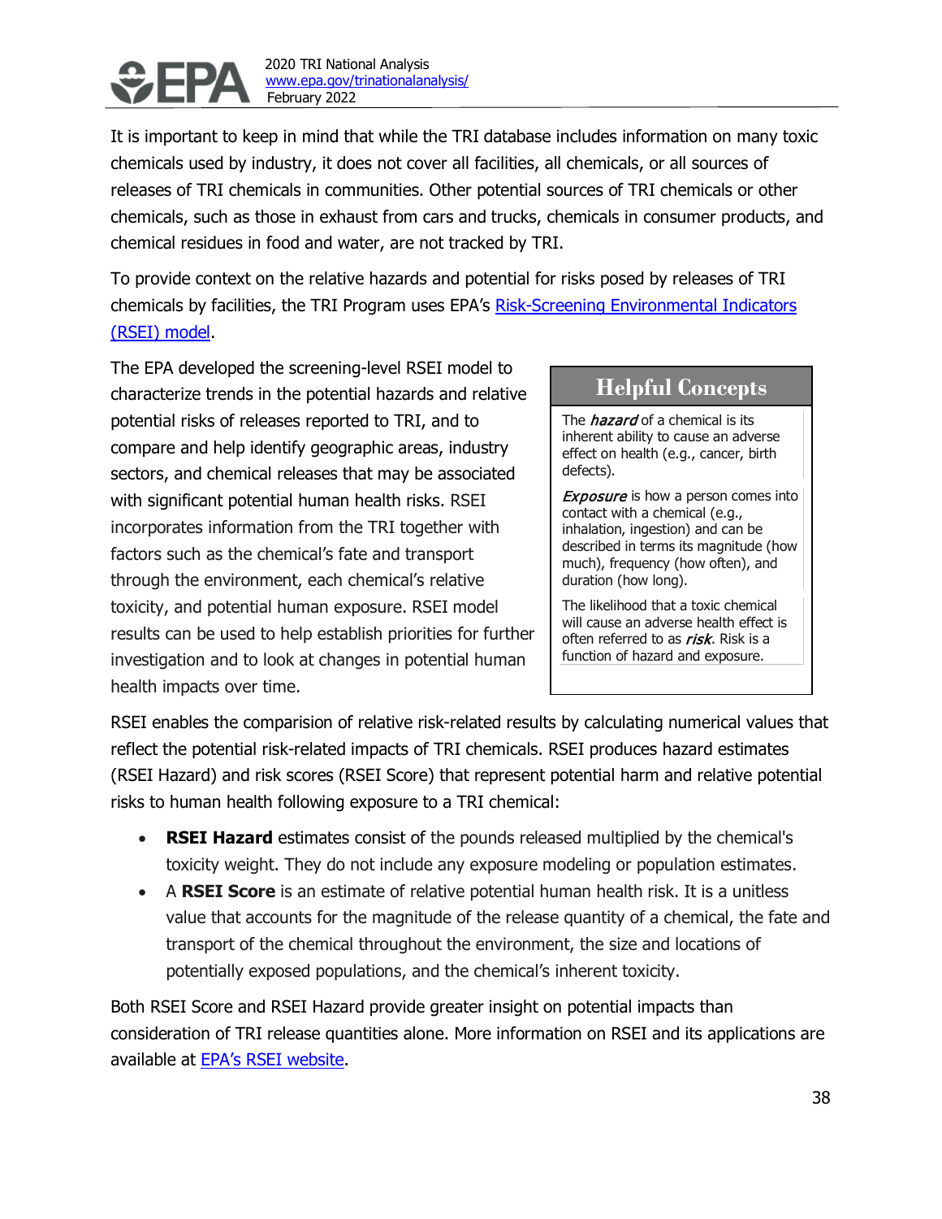It is important to keep in mind that while the TRI database includes information on many toxic chemicals used by industry, it does not cover all facilities, all chemicals, or all sources of releases of TRI chemicals in communities. Other potential sources of TRI chemicals or other chemicals, such as those in exhaust from cars and trucks, chemicals in consumer products, and chemical residues in food and water, are not tracked by TRI.

To provide context on the relative hazards and potential for risks posed by releases of TRI chemicals by facilities, the TRI Program uses EPA's Risk-Screening Environmental Indicators (RSEI) model.

The EPA developed the screening-level RSEI model to characterize trends in the potential hazards and relative potential risks of releases reported to TRI, and to compare and help identify geographic areas, industry sectors, and chemical releases that may be associated with significant potential human health risks. RSEI incorporates information from the TRI together with factors such as the chemical's fate and transport through the environment, each chemical's relative toxicity, and potential human exposure. RSEI model results can be used to help establish priorities for further investigation and to look at changes in potential human health impacts over time.

> **Helpful Concepts**
>
> The ***hazard*** of a chemical is its inherent ability to cause an adverse effect on health (e.g., cancer, birth defects).
>
> ***Exposure*** is how a person comes into contact with a chemical (e.g., inhalation, ingestion) and can be described in terms its magnitude (how much), frequency (how often), and duration (how long).
>
> The likelihood that a toxic chemical will cause an adverse health effect is often referred to as ***risk***. Risk is a function of hazard and exposure.

RSEI enables the comparision of relative risk-related results by calculating numerical values that reflect the potential risk-related impacts of TRI chemicals. RSEI produces hazard estimates (RSEI Hazard) and risk scores (RSEI Score) that represent potential harm and relative potential risks to human health following exposure to a TRI chemical:

- **RSEI Hazard** estimates consist of the pounds released multiplied by the chemical's toxicity weight. They do not include any exposure modeling or population estimates.
- A **RSEI Score** is an estimate of relative potential human health risk. It is a unitless value that accounts for the magnitude of the release quantity of a chemical, the fate and transport of the chemical throughout the environment, the size and locations of potentially exposed populations, and the chemical's inherent toxicity.

Both RSEI Score and RSEI Hazard provide greater insight on potential impacts than consideration of TRI release quantities alone. More information on RSEI and its applications are available at EPA's RSEI website.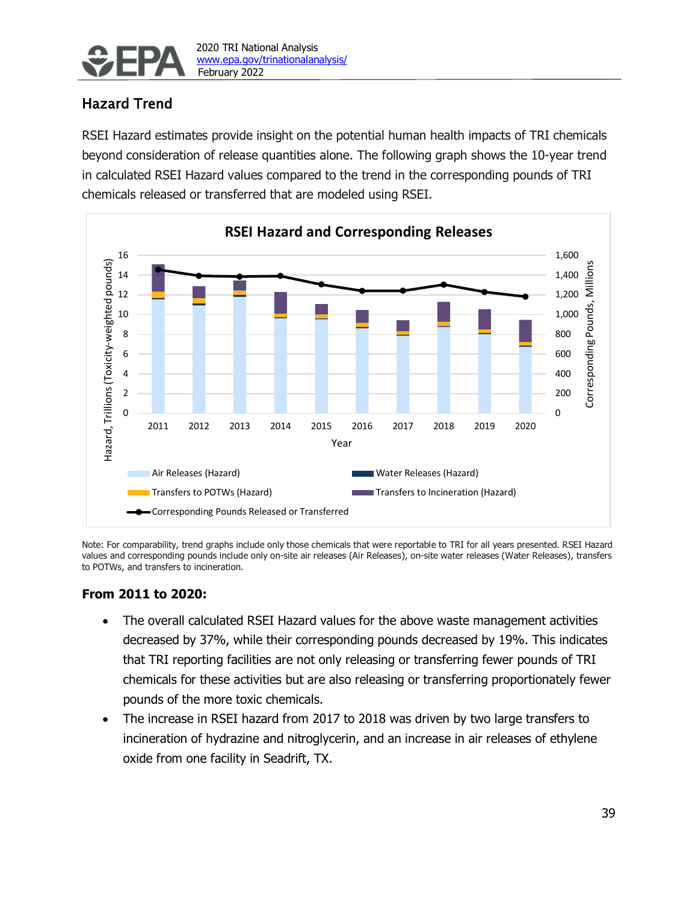## Hazard Trend

RSEI Hazard estimates provide insight on the potential human health impacts of TRI chemicals beyond consideration of release quantities alone. The following graph shows the 10-year trend in calculated RSEI Hazard values compared to the trend in the corresponding pounds of TRI chemicals released or transferred that are modeled using RSEI.

Note: For comparability, trend graphs include only those chemicals that were reportable to TRI for all years presented. RSEI Hazard values and corresponding pounds include only on-site air releases (Air Releases), on-site water releases (Water Releases), transfers to POTWs, and transfers to incineration.

### From 2011 to 2020:

- The overall calculated RSEI Hazard values for the above waste management activities decreased by 37%, while their corresponding pounds decreased by 19%. This indicates that TRI reporting facilities are not only releasing or transferring fewer pounds of TRI chemicals for these activities but are also releasing or transferring proportionately fewer pounds of the more toxic chemicals.
- The increase in RSEI hazard from 2017 to 2018 was driven by two large transfers to incineration of hydrazine and nitroglycerin, and an increase in air releases of ethylene oxide from one facility in Seadrift, TX.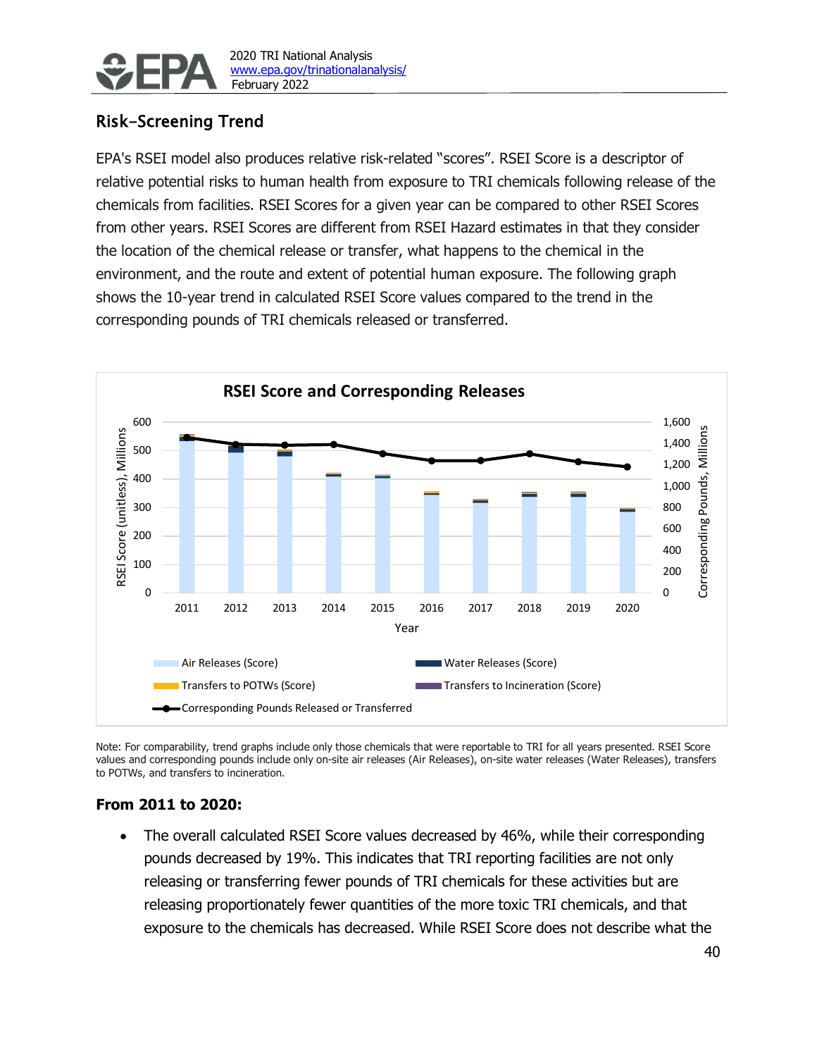## Risk-Screening Trend

EPA's RSEI model also produces relative risk-related “scores”. RSEI Score is a descriptor of relative potential risks to human health from exposure to TRI chemicals following release of the chemicals from facilities. RSEI Scores for a given year can be compared to other RSEI Scores from other years. RSEI Scores are different from RSEI Hazard estimates in that they consider the location of the chemical release or transfer, what happens to the chemical in the environment, and the route and extent of potential human exposure. The following graph shows the 10-year trend in calculated RSEI Score values compared to the trend in the corresponding pounds of TRI chemicals released or transferred.

Note: For comparability, trend graphs include only those chemicals that were reportable to TRI for all years presented. RSEI Score values and corresponding pounds include only on-site air releases (Air Releases), on-site water releases (Water Releases), transfers to POTWs, and transfers to incineration.

**From 2011 to 2020:**

- The overall calculated RSEI Score values decreased by 46%, while their corresponding pounds decreased by 19%. This indicates that TRI reporting facilities are not only releasing or transferring fewer pounds of TRI chemicals for these activities but are releasing proportionately fewer quantities of the more toxic TRI chemicals, and that exposure to the chemicals has decreased. While RSEI Score does not describe what the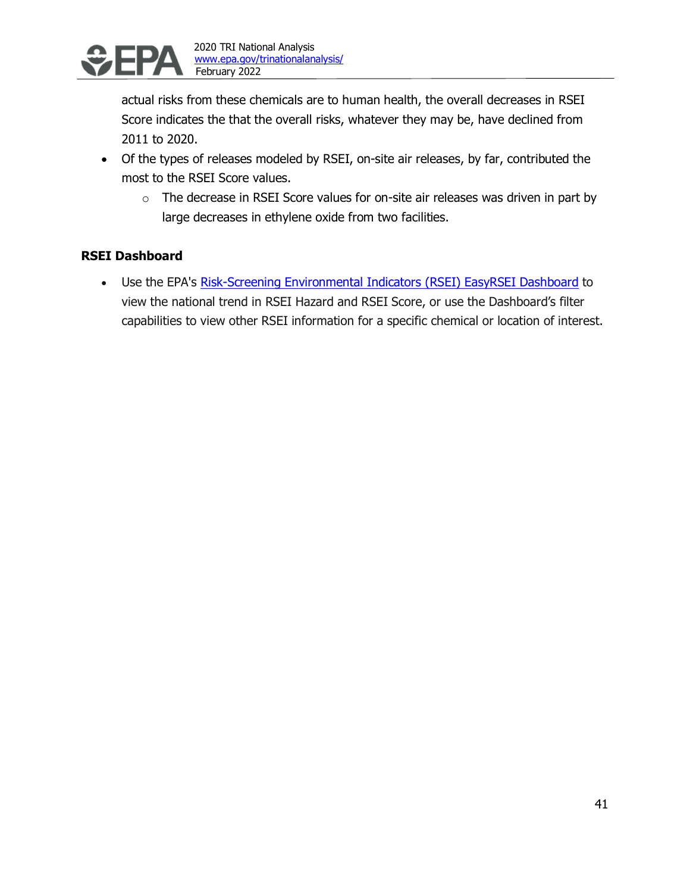actual risks from these chemicals are to human health, the overall decreases in RSEI Score indicates the that the overall risks, whatever they may be, have declined from 2011 to 2020.

- Of the types of releases modeled by RSEI, on-site air releases, by far, contributed the most to the RSEI Score values.
    - The decrease in RSEI Score values for on-site air releases was driven in part by large decreases in ethylene oxide from two facilities.

**RSEI Dashboard**

- Use the EPA's [Risk-Screening Environmental Indicators (RSEI) EasyRSEI Dashboard]() to view the national trend in RSEI Hazard and RSEI Score, or use the Dashboard's filter capabilities to view other RSEI information for a specific chemical or location of interest.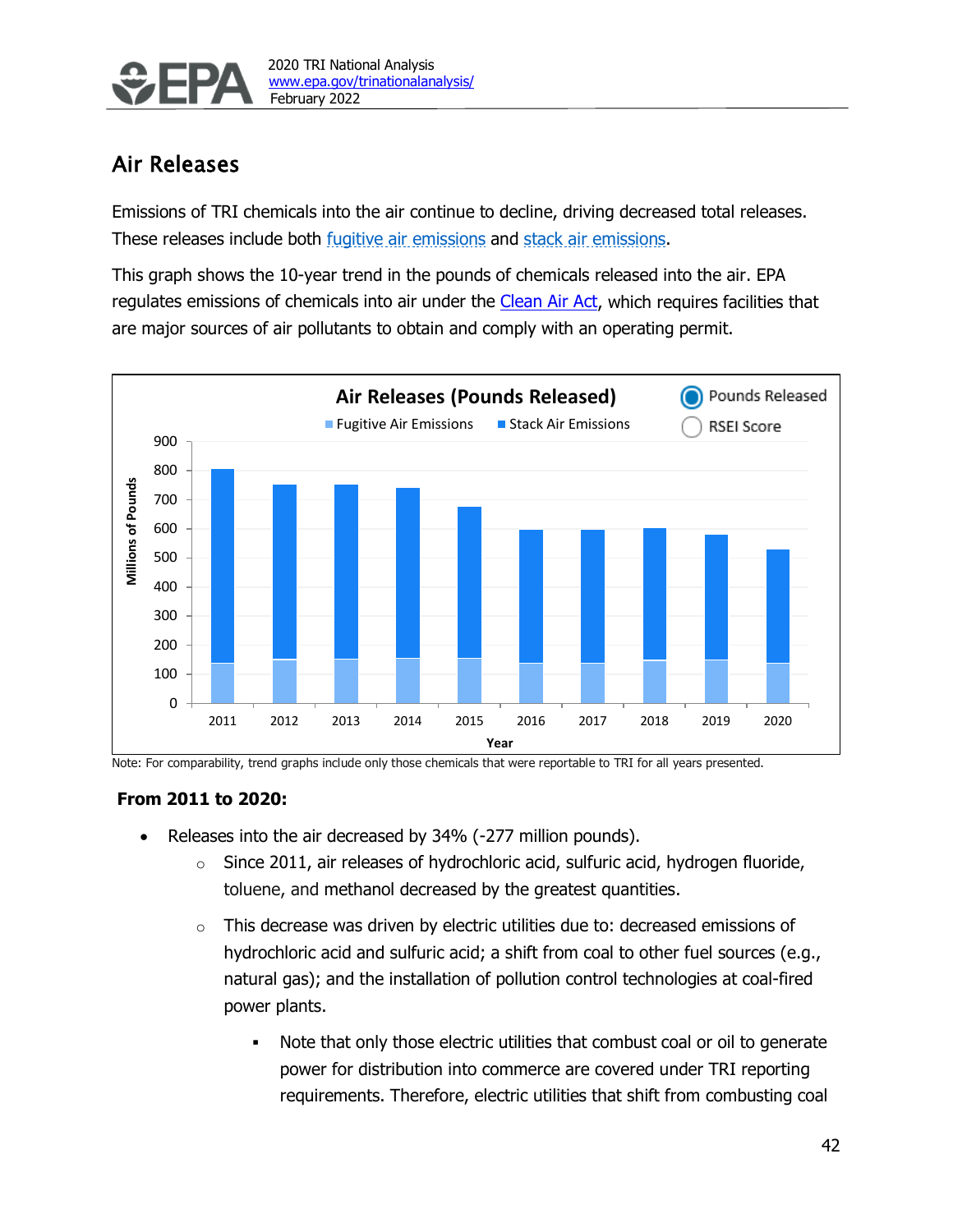## Air Releases

Emissions of TRI chemicals into the air continue to decline, driving decreased total releases. These releases include both fugitive air emissions and stack air emissions.

This graph shows the 10-year trend in the pounds of chemicals released into the air. EPA regulates emissions of chemicals into air under the Clean Air Act, which requires facilities that are major sources of air pollutants to obtain and comply with an operating permit.

Note: For comparability, trend graphs include only those chemicals that were reportable to TRI for all years presented.

**From 2011 to 2020:**

- Releases into the air decreased by 34% (-277 million pounds).
  - Since 2011, air releases of hydrochloric acid, sulfuric acid, hydrogen fluoride, toluene, and methanol decreased by the greatest quantities.
  - This decrease was driven by electric utilities due to: decreased emissions of hydrochloric acid and sulfuric acid; a shift from coal to other fuel sources (e.g., natural gas); and the installation of pollution control technologies at coal-fired power plants.
    - Note that only those electric utilities that combust coal or oil to generate power for distribution into commerce are covered under TRI reporting requirements. Therefore, electric utilities that shift from combusting coal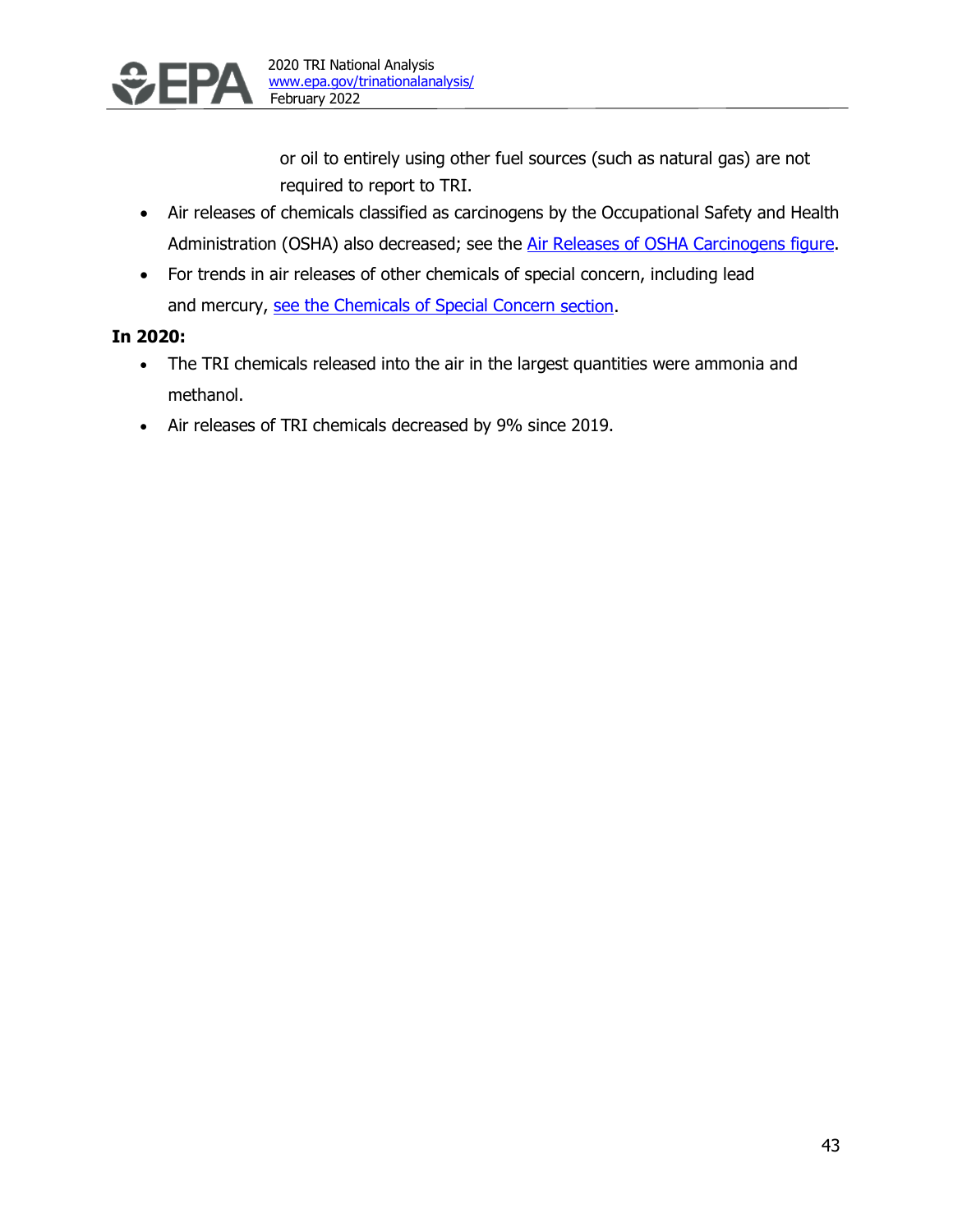or oil to entirely using other fuel sources (such as natural gas) are not required to report to TRI.

- Air releases of chemicals classified as carcinogens by the Occupational Safety and Health Administration (OSHA) also decreased; see the Air Releases of OSHA Carcinogens figure.
- For trends in air releases of other chemicals of special concern, including lead and mercury, see the Chemicals of Special Concern section.

**In 2020:**

- The TRI chemicals released into the air in the largest quantities were ammonia and methanol.
- Air releases of TRI chemicals decreased by 9% since 2019.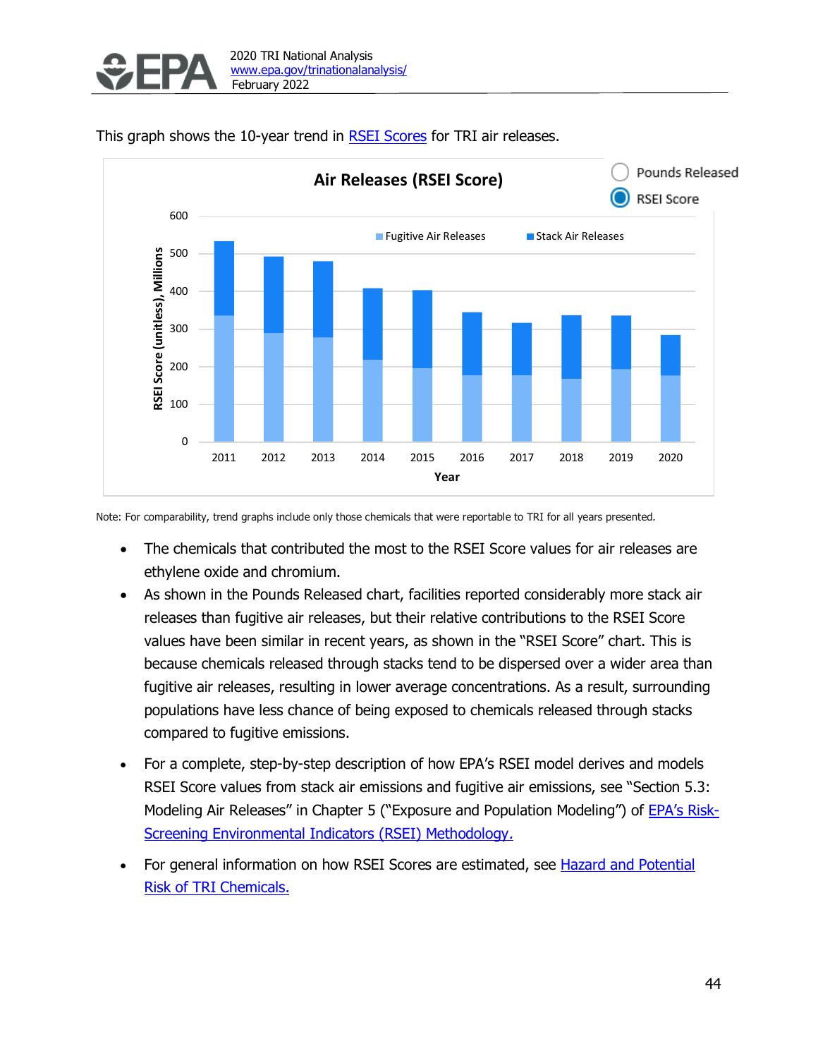This graph shows the 10-year trend in RSEI Scores for TRI air releases.

Note: For comparability, trend graphs include only those chemicals that were reportable to TRI for all years presented.

- The chemicals that contributed the most to the RSEI Score values for air releases are ethylene oxide and chromium.
- As shown in the Pounds Released chart, facilities reported considerably more stack air releases than fugitive air releases, but their relative contributions to the RSEI Score values have been similar in recent years, as shown in the "RSEI Score" chart. This is because chemicals released through stacks tend to be dispersed over a wider area than fugitive air releases, resulting in lower average concentrations. As a result, surrounding populations have less chance of being exposed to chemicals released through stacks compared to fugitive emissions.
- For a complete, step-by-step description of how EPA's RSEI model derives and models RSEI Score values from stack air emissions and fugitive air emissions, see "Section 5.3: Modeling Air Releases" in Chapter 5 ("Exposure and Population Modeling") of EPA's Risk-Screening Environmental Indicators (RSEI) Methodology.
- For general information on how RSEI Scores are estimated, see Hazard and Potential Risk of TRI Chemicals.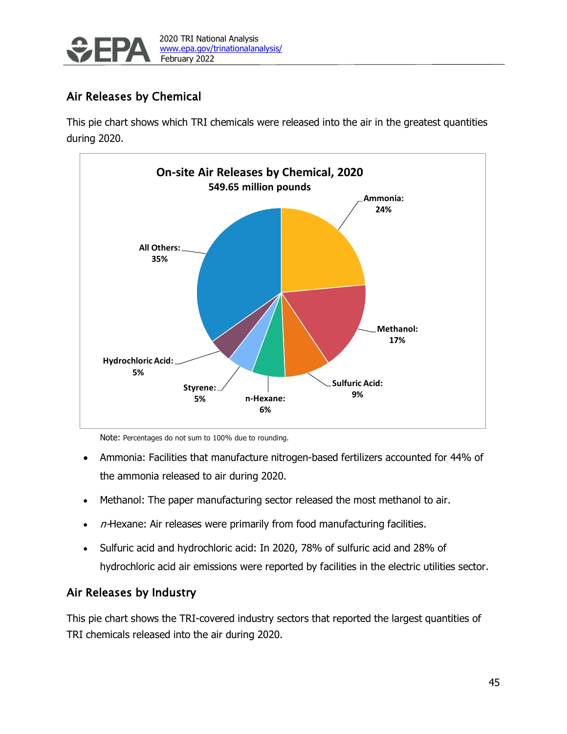## Air Releases by Chemical

This pie chart shows which TRI chemicals were released into the air in the greatest quantities during 2020.

**On-site Air Releases by Chemical, 2020**
**549.65 million pounds**

- Ammonia: 24%
- Methanol: 17%
- Sulfuric Acid: 9%
- n-Hexane: 6%
- Styrene: 5%
- Hydrochloric Acid: 5%
- All Others: 35%

Note: Percentages do not sum to 100% due to rounding.

- Ammonia: Facilities that manufacture nitrogen-based fertilizers accounted for 44% of the ammonia released to air during 2020.
- Methanol: The paper manufacturing sector released the most methanol to air.
- *n*-Hexane: Air releases were primarily from food manufacturing facilities.
- Sulfuric acid and hydrochloric acid: In 2020, 78% of sulfuric acid and 28% of hydrochloric acid air emissions were reported by facilities in the electric utilities sector.

## Air Releases by Industry

This pie chart shows the TRI-covered industry sectors that reported the largest quantities of TRI chemicals released into the air during 2020.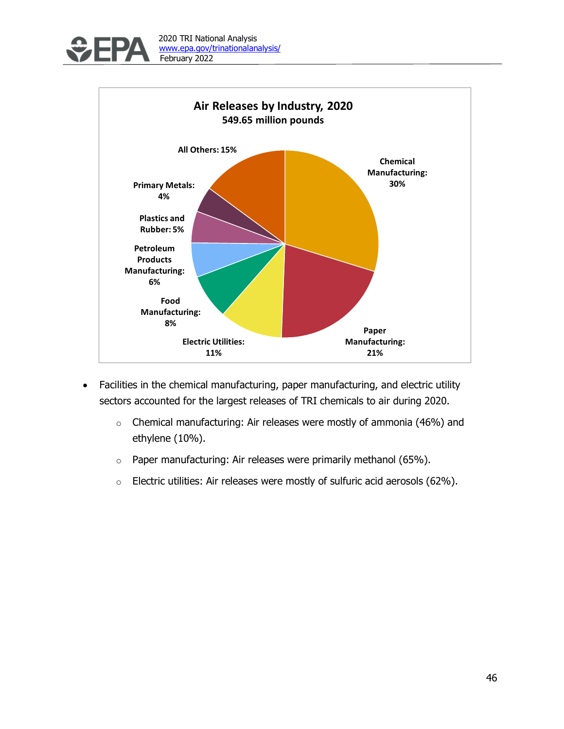**Air Releases by Industry, 2020**
**549.65 million pounds**

- Chemical Manufacturing: 30%
- Paper Manufacturing: 21%
- Electric Utilities: 11%
- Food Manufacturing: 8%
- Petroleum Products Manufacturing: 6%
- Plastics and Rubber: 5%
- Primary Metals: 4%
- All Others: 15%

- Facilities in the chemical manufacturing, paper manufacturing, and electric utility sectors accounted for the largest releases of TRI chemicals to air during 2020.
  - Chemical manufacturing: Air releases were mostly of ammonia (46%) and ethylene (10%).
  - Paper manufacturing: Air releases were primarily methanol (65%).
  - Electric utilities: Air releases were mostly of sulfuric acid aerosols (62%).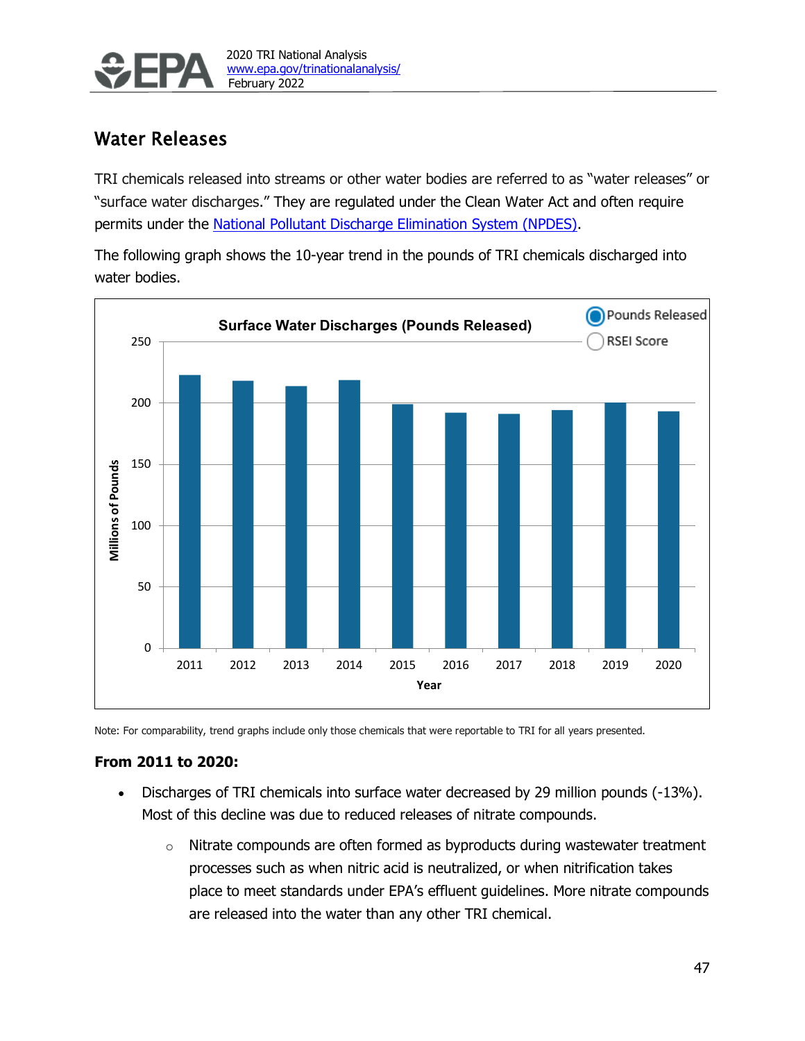## Water Releases

TRI chemicals released into streams or other water bodies are referred to as "water releases" or "surface water discharges." They are regulated under the Clean Water Act and often require permits under the National Pollutant Discharge Elimination System (NPDES).

The following graph shows the 10-year trend in the pounds of TRI chemicals discharged into water bodies.

Note: For comparability, trend graphs include only those chemicals that were reportable to TRI for all years presented.

### From 2011 to 2020:

- Discharges of TRI chemicals into surface water decreased by 29 million pounds (-13%). Most of this decline was due to reduced releases of nitrate compounds.
  - Nitrate compounds are often formed as byproducts during wastewater treatment processes such as when nitric acid is neutralized, or when nitrification takes place to meet standards under EPA's effluent guidelines. More nitrate compounds are released into the water than any other TRI chemical.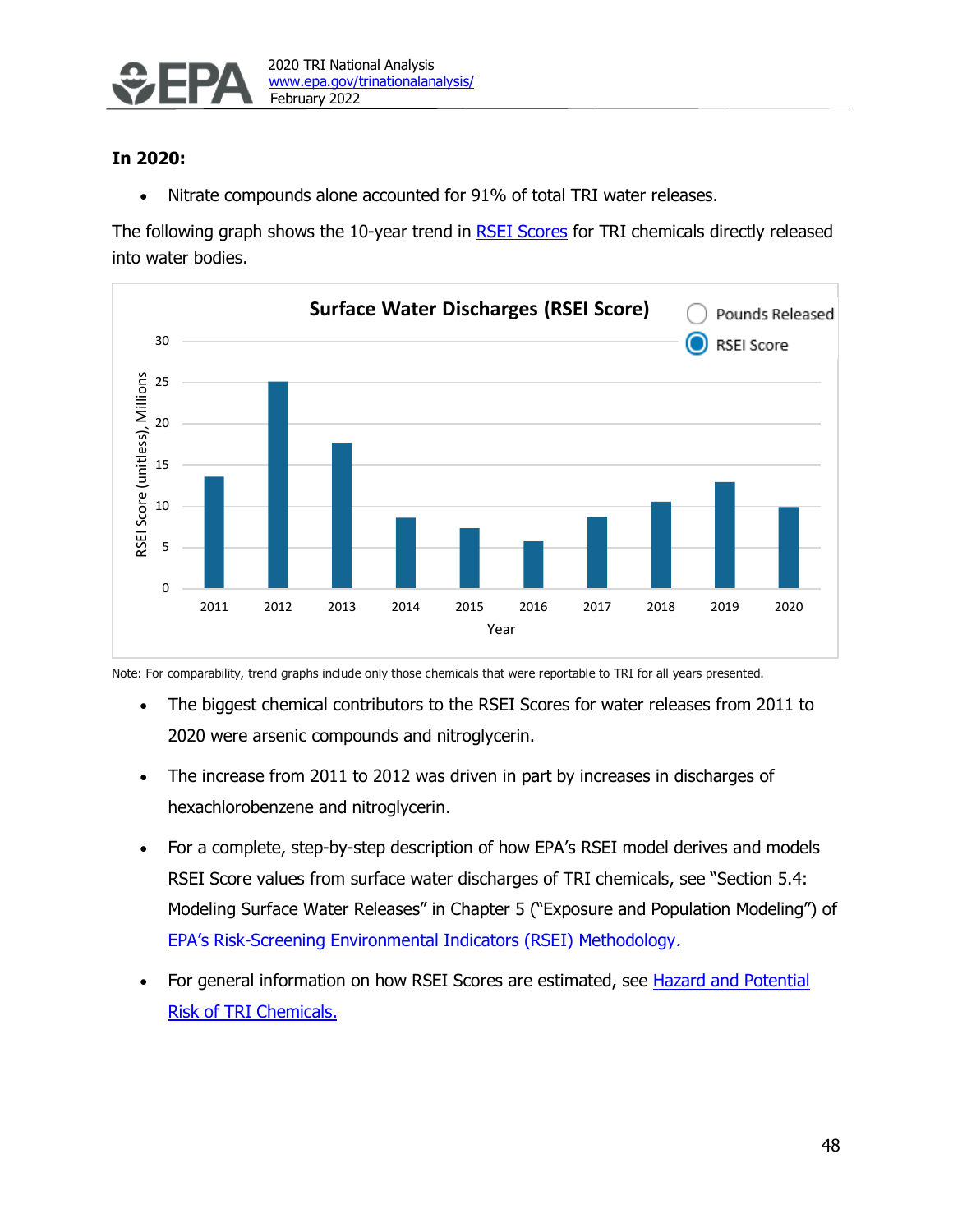**In 2020:**

- Nitrate compounds alone accounted for 91% of total TRI water releases.

The following graph shows the 10-year trend in [RSEI Scores] for TRI chemicals directly released into water bodies.

**Surface Water Discharges (RSEI Score)**

○ Pounds Released
◉ RSEI Score

| Year | RSEI Score (unitless), Millions (approx.) |
|---|---|
| 2011 | 13.5 |
| 2012 | 25 |
| 2013 | 17.6 |
| 2014 | 8.5 |
| 2015 | 7.2 |
| 2016 | 5.6 |
| 2017 | 8.6 |
| 2018 | 10.5 |
| 2019 | 12.8 |
| 2020 | 9.8 |

Note: For comparability, trend graphs include only those chemicals that were reportable to TRI for all years presented.

- The biggest chemical contributors to the RSEI Scores for water releases from 2011 to 2020 were arsenic compounds and nitroglycerin.
- The increase from 2011 to 2012 was driven in part by increases in discharges of hexachlorobenzene and nitroglycerin.
- For a complete, step-by-step description of how EPA's RSEI model derives and models RSEI Score values from surface water discharges of TRI chemicals, see "Section 5.4: Modeling Surface Water Releases" in Chapter 5 ("Exposure and Population Modeling") of EPA's Risk-Screening Environmental Indicators (RSEI) Methodology.
- For general information on how RSEI Scores are estimated, see Hazard and Potential Risk of TRI Chemicals.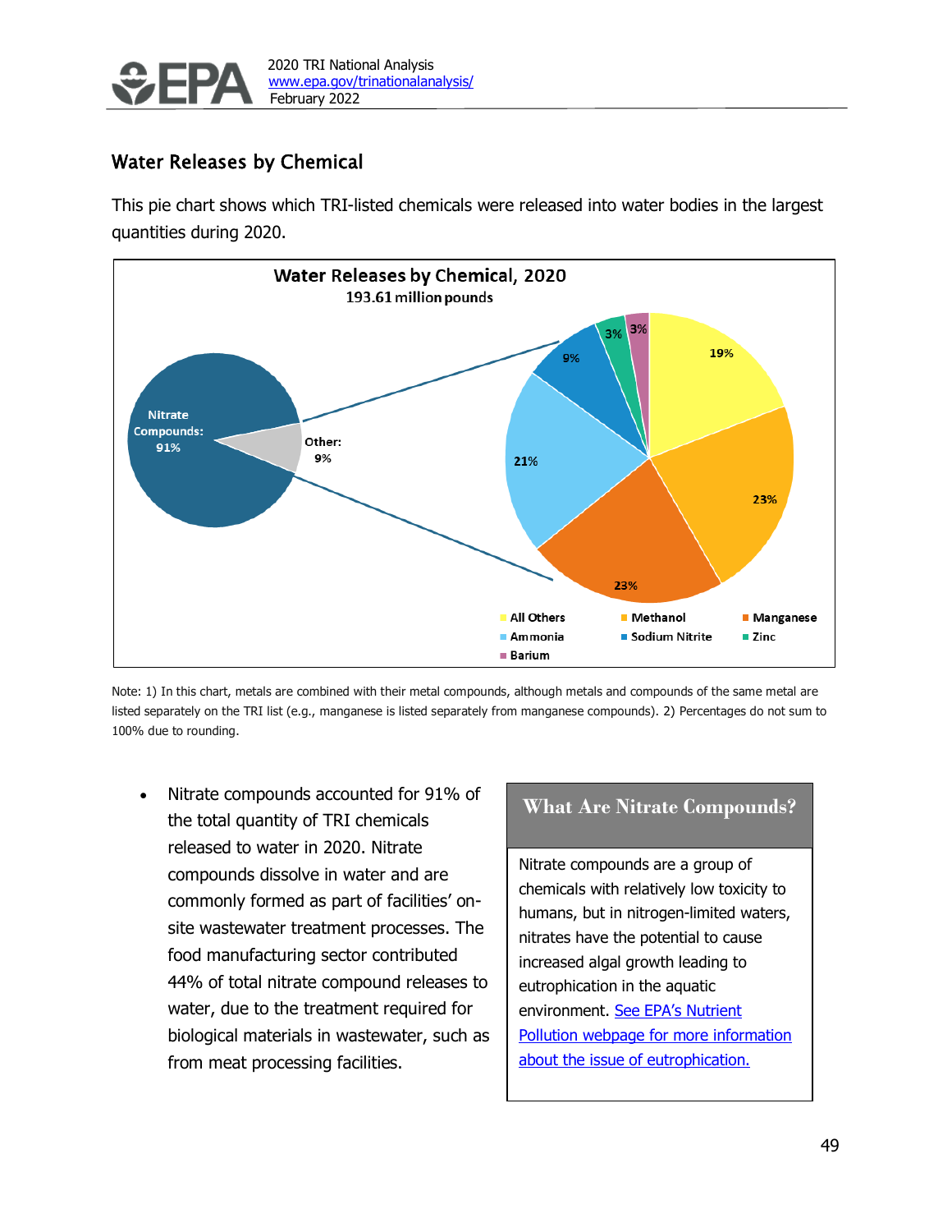## Water Releases by Chemical

This pie chart shows which TRI-listed chemicals were released into water bodies in the largest quantities during 2020.

**Water Releases by Chemical, 2020**
193.61 million pounds

Nitrate Compounds: 91%
Other: 9%

| Chemical | Percent of Other |
| --- | --- |
| All Others | 19% |
| Methanol | 23% |
| Manganese | 23% |
| Ammonia | 21% |
| Sodium Nitrite | 9% |
| Zinc | 3% |
| Barium | 3% |

Note: 1) In this chart, metals are combined with their metal compounds, although metals and compounds of the same metal are listed separately on the TRI list (e.g., manganese is listed separately from manganese compounds). 2) Percentages do not sum to 100% due to rounding.

- Nitrate compounds accounted for 91% of the total quantity of TRI chemicals released to water in 2020. Nitrate compounds dissolve in water and are commonly formed as part of facilities' on-site wastewater treatment processes. The food manufacturing sector contributed 44% of total nitrate compound releases to water, due to the treatment required for biological materials in wastewater, such as from meat processing facilities.

> **What Are Nitrate Compounds?**
>
> Nitrate compounds are a group of chemicals with relatively low toxicity to humans, but in nitrogen-limited waters, nitrates have the potential to cause increased algal growth leading to eutrophication in the aquatic environment. [See EPA's Nutrient Pollution webpage for more information about the issue of eutrophication.]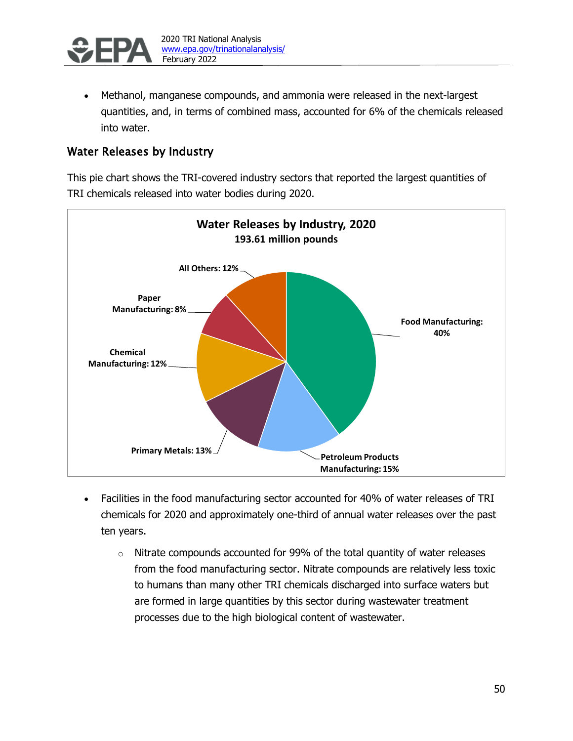- Methanol, manganese compounds, and ammonia were released in the next-largest quantities, and, in terms of combined mass, accounted for 6% of the chemicals released into water.

## Water Releases by Industry

This pie chart shows the TRI-covered industry sectors that reported the largest quantities of TRI chemicals released into water bodies during 2020.

**Water Releases by Industry, 2020**
**193.61 million pounds**

| Industry | Share |
|---|---|
| Food Manufacturing | 40% |
| Petroleum Products Manufacturing | 15% |
| Primary Metals | 13% |
| Chemical Manufacturing | 12% |
| Paper Manufacturing | 8% |
| All Others | 12% |

- Facilities in the food manufacturing sector accounted for 40% of water releases of TRI chemicals for 2020 and approximately one-third of annual water releases over the past ten years.
  - Nitrate compounds accounted for 99% of the total quantity of water releases from the food manufacturing sector. Nitrate compounds are relatively less toxic to humans than many other TRI chemicals discharged into surface waters but are formed in large quantities by this sector during wastewater treatment processes due to the high biological content of wastewater.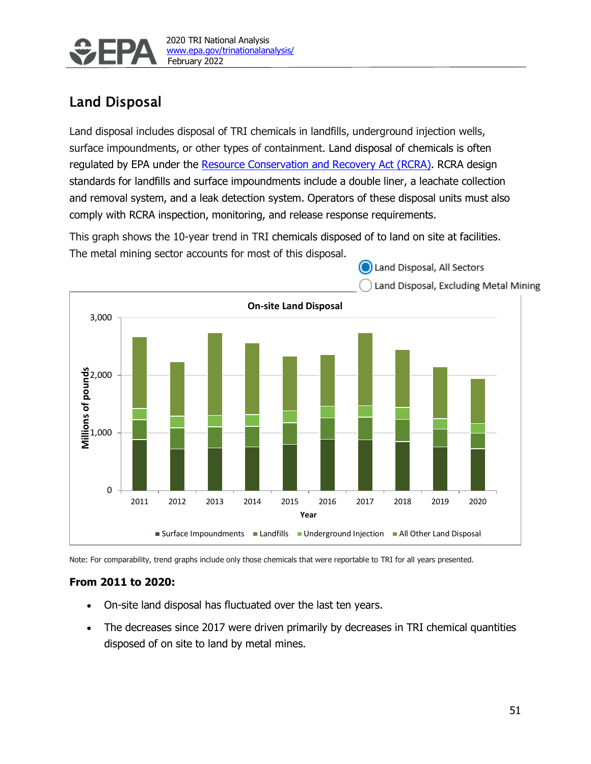## Land Disposal

Land disposal includes disposal of TRI chemicals in landfills, underground injection wells, surface impoundments, or other types of containment. Land disposal of chemicals is often regulated by EPA under the Resource Conservation and Recovery Act (RCRA). RCRA design standards for landfills and surface impoundments include a double liner, a leachate collection and removal system, and a leak detection system. Operators of these disposal units must also comply with RCRA inspection, monitoring, and release response requirements.

This graph shows the 10-year trend in TRI chemicals disposed of to land on site at facilities. The metal mining sector accounts for most of this disposal.

Land Disposal, All Sectors

Land Disposal, Excluding Metal Mining

**On-site Land Disposal**

Millions of pounds: 0, 1,000, 2,000, 3,000

Year: 2011, 2012, 2013, 2014, 2015, 2016, 2017, 2018, 2019, 2020

Surface Impoundments | Landfills | Underground Injection | All Other Land Disposal

Note: For comparability, trend graphs include only those chemicals that were reportable to TRI for all years presented.

**From 2011 to 2020:**

- On-site land disposal has fluctuated over the last ten years.
- The decreases since 2017 were driven primarily by decreases in TRI chemical quantities disposed of on site to land by metal mines.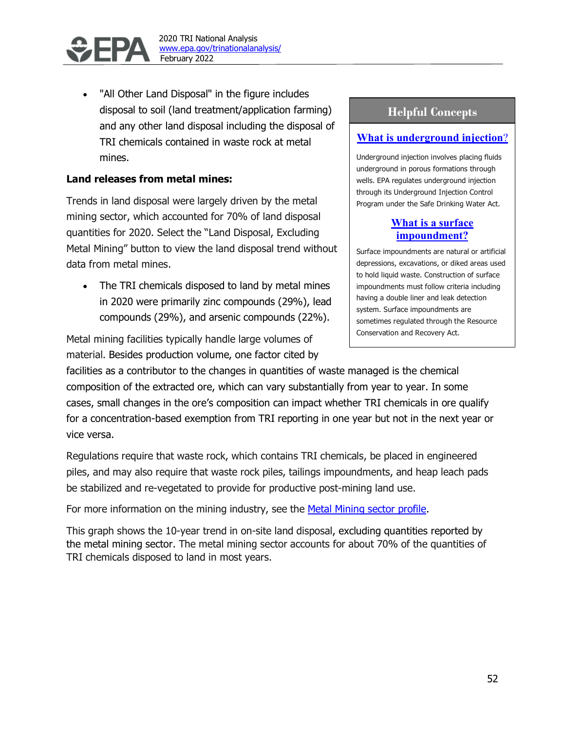- "All Other Land Disposal" in the figure includes disposal to soil (land treatment/application farming) and any other land disposal including the disposal of TRI chemicals contained in waste rock at metal mines.

**Land releases from metal mines:**

Trends in land disposal were largely driven by the metal mining sector, which accounted for 70% of land disposal quantities for 2020. Select the "Land Disposal, Excluding Metal Mining" button to view the land disposal trend without data from metal mines.

- The TRI chemicals disposed to land by metal mines in 2020 were primarily zinc compounds (29%), lead compounds (29%), and arsenic compounds (22%).

Metal mining facilities typically handle large volumes of material. Besides production volume, one factor cited by facilities as a contributor to the changes in quantities of waste managed is the chemical composition of the extracted ore, which can vary substantially from year to year. In some cases, small changes in the ore's composition can impact whether TRI chemicals in ore qualify for a concentration-based exemption from TRI reporting in one year but not in the next year or vice versa.

Regulations require that waste rock, which contains TRI chemicals, be placed in engineered piles, and may also require that waste rock piles, tailings impoundments, and heap leach pads be stabilized and re-vegetated to provide for productive post-mining land use.

For more information on the mining industry, see the [Metal Mining sector profile](#).

This graph shows the 10-year trend in on-site land disposal, excluding quantities reported by the metal mining sector. The metal mining sector accounts for about 70% of the quantities of TRI chemicals disposed to land in most years.

> **Helpful Concepts**
>
> **[What is underground injection?](#)**
>
> Underground injection involves placing fluids underground in porous formations through wells. EPA regulates underground injection through its Underground Injection Control Program under the Safe Drinking Water Act.
>
> **[What is a surface impoundment?](#)**
>
> Surface impoundments are natural or artificial depressions, excavations, or diked areas used to hold liquid waste. Construction of surface impoundments must follow criteria including having a double liner and leak detection system. Surface impoundments are sometimes regulated through the Resource Conservation and Recovery Act.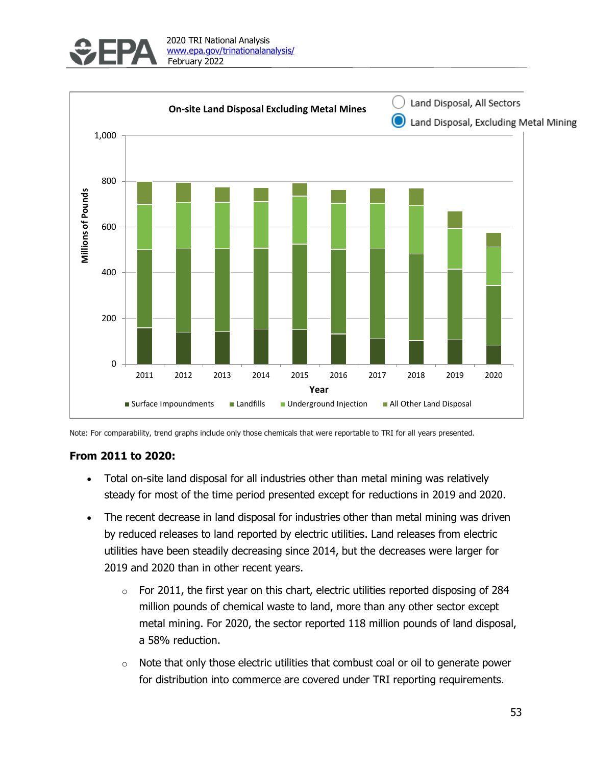**On-site Land Disposal Excluding Metal Mines**

Land Disposal, All Sectors

Land Disposal, Excluding Metal Mining

Note: For comparability, trend graphs include only those chemicals that were reportable to TRI for all years presented.

### From 2011 to 2020:

- Total on-site land disposal for all industries other than metal mining was relatively steady for most of the time period presented except for reductions in 2019 and 2020.
- The recent decrease in land disposal for industries other than metal mining was driven by reduced releases to land reported by electric utilities. Land releases from electric utilities have been steadily decreasing since 2014, but the decreases were larger for 2019 and 2020 than in other recent years.
  - For 2011, the first year on this chart, electric utilities reported disposing of 284 million pounds of chemical waste to land, more than any other sector except metal mining. For 2020, the sector reported 118 million pounds of land disposal, a 58% reduction.
  - Note that only those electric utilities that combust coal or oil to generate power for distribution into commerce are covered under TRI reporting requirements.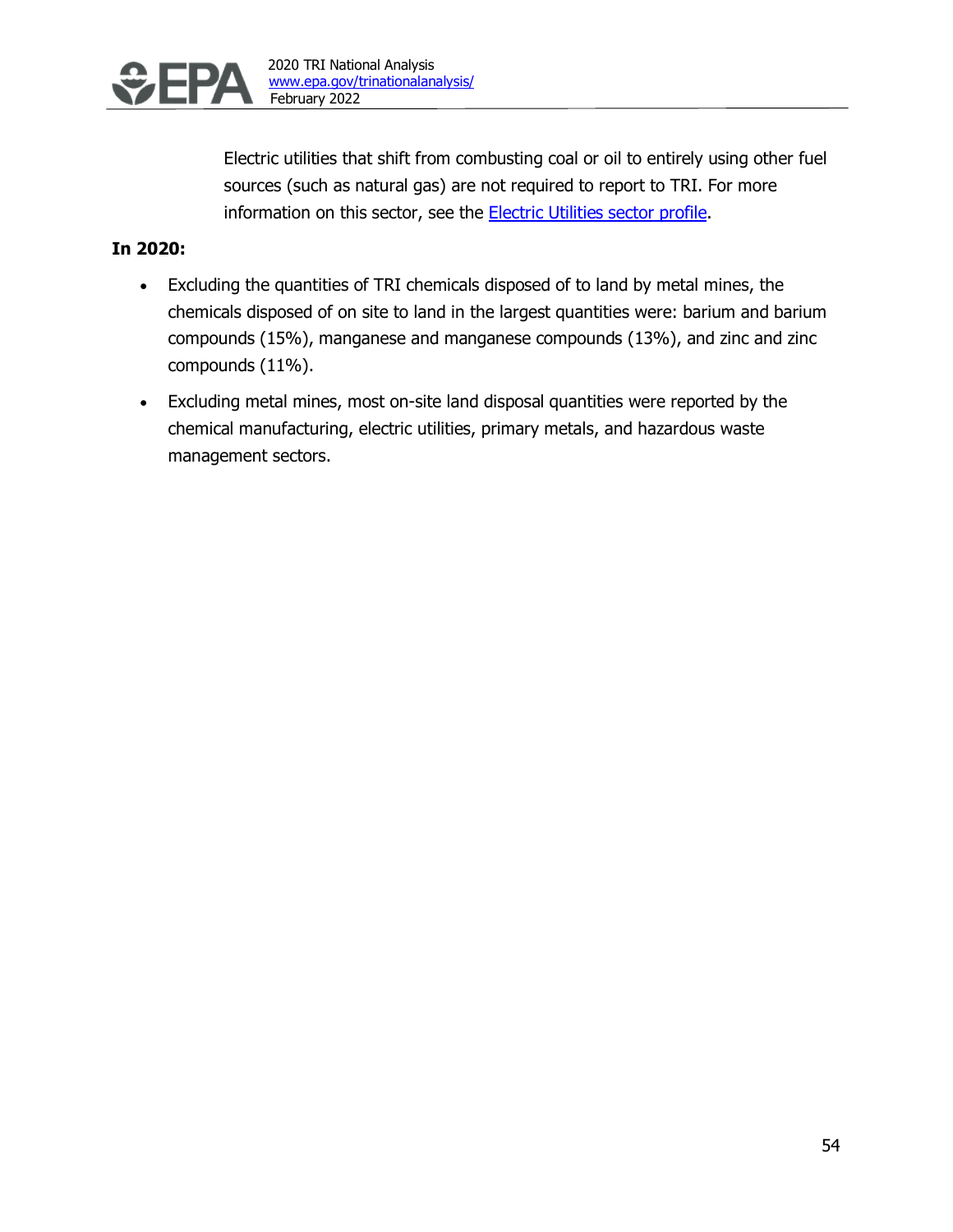Electric utilities that shift from combusting coal or oil to entirely using other fuel sources (such as natural gas) are not required to report to TRI. For more information on this sector, see the [Electric Utilities sector profile](#).

**In 2020:**

- Excluding the quantities of TRI chemicals disposed of to land by metal mines, the chemicals disposed of on site to land in the largest quantities were: barium and barium compounds (15%), manganese and manganese compounds (13%), and zinc and zinc compounds (11%).
- Excluding metal mines, most on-site land disposal quantities were reported by the chemical manufacturing, electric utilities, primary metals, and hazardous waste management sectors.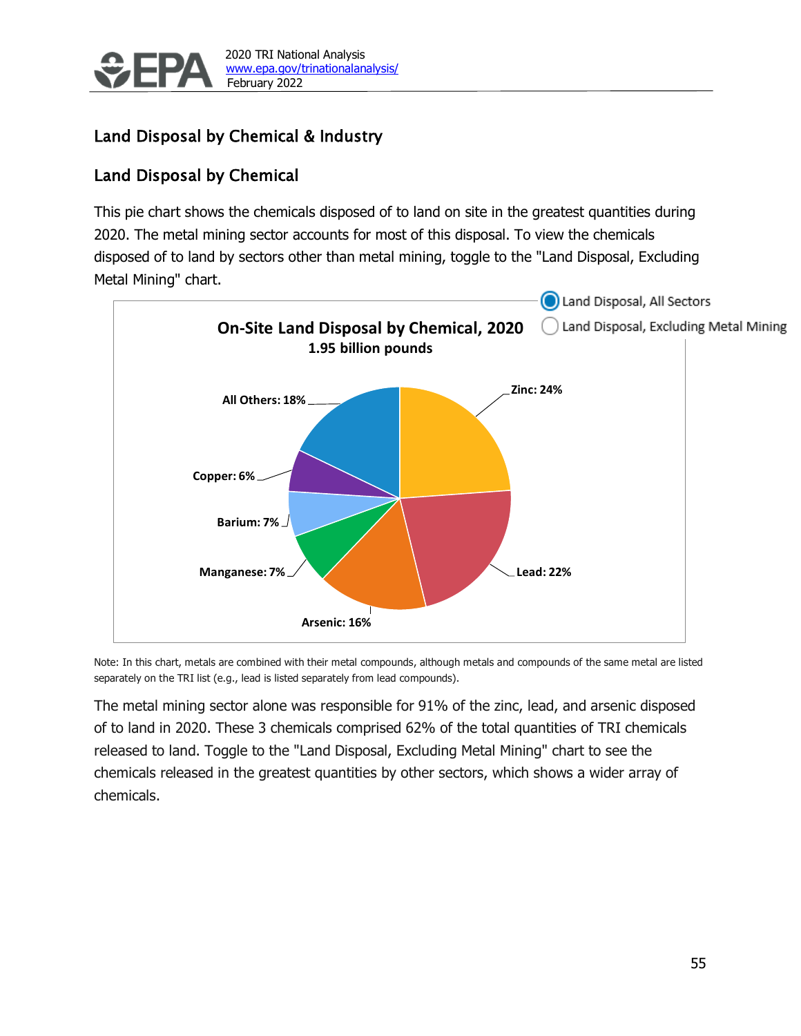## Land Disposal by Chemical & Industry

### Land Disposal by Chemical

This pie chart shows the chemicals disposed of to land on site in the greatest quantities during 2020. The metal mining sector accounts for most of this disposal. To view the chemicals disposed of to land by sectors other than metal mining, toggle to the "Land Disposal, Excluding Metal Mining" chart.

Land Disposal, All Sectors
Land Disposal, Excluding Metal Mining

**On-Site Land Disposal by Chemical, 2020**
**1.95 billion pounds**

| Chemical | Percentage |
| --- | --- |
| Zinc | 24% |
| Lead | 22% |
| Arsenic | 16% |
| Manganese | 7% |
| Barium | 7% |
| Copper | 6% |
| All Others | 18% |

Note: In this chart, metals are combined with their metal compounds, although metals and compounds of the same metal are listed separately on the TRI list (e.g., lead is listed separately from lead compounds).

The metal mining sector alone was responsible for 91% of the zinc, lead, and arsenic disposed of to land in 2020. These 3 chemicals comprised 62% of the total quantities of TRI chemicals released to land. Toggle to the "Land Disposal, Excluding Metal Mining" chart to see the chemicals released in the greatest quantities by other sectors, which shows a wider array of chemicals.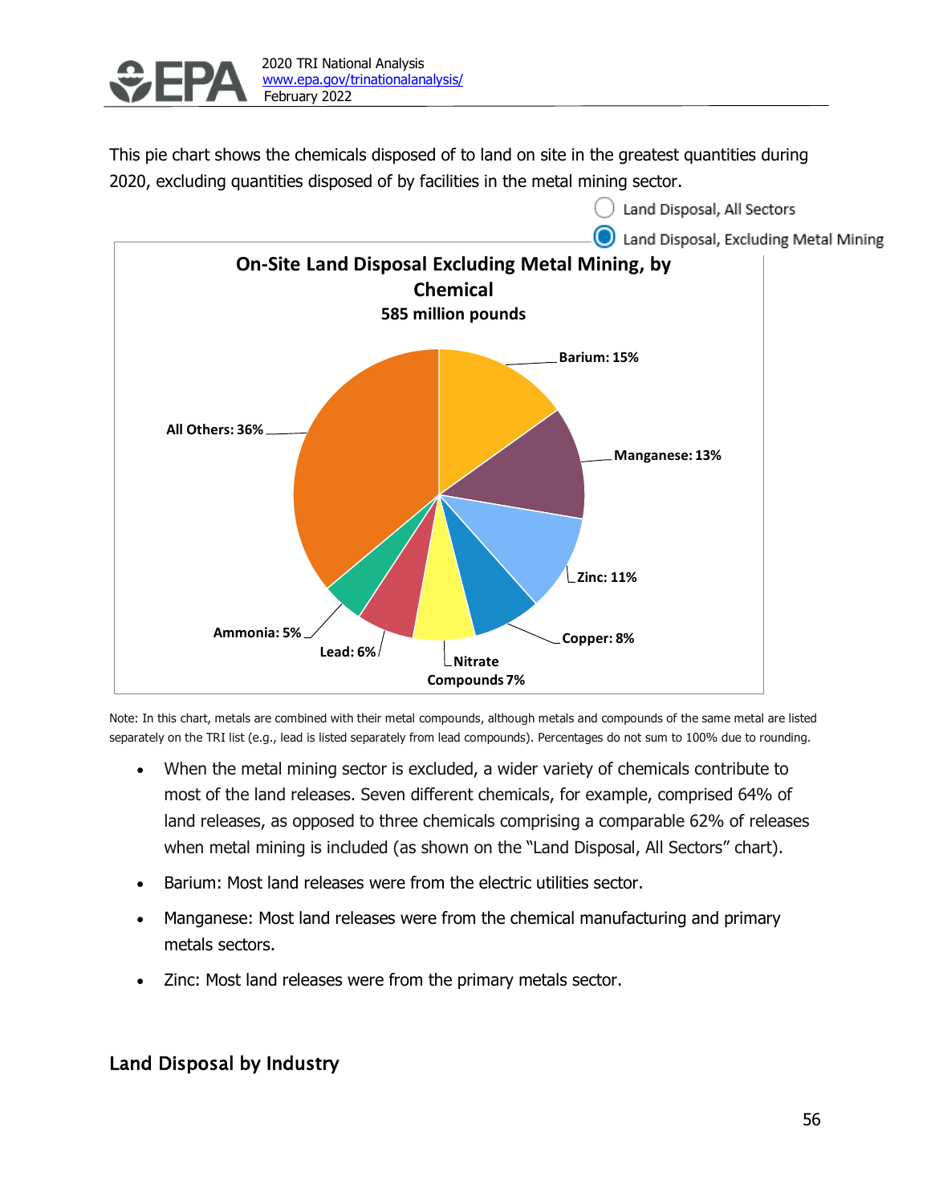This pie chart shows the chemicals disposed of to land on site in the greatest quantities during 2020, excluding quantities disposed of by facilities in the metal mining sector.

Land Disposal, All Sectors

Land Disposal, Excluding Metal Mining

**On-Site Land Disposal Excluding Metal Mining, by Chemical**
**585 million pounds**

| Chemical | Percentage |
| --- | --- |
| Barium | 15% |
| Manganese | 13% |
| Zinc | 11% |
| Copper | 8% |
| Nitrate Compounds | 7% |
| Lead | 6% |
| Ammonia | 5% |
| All Others | 36% |

Note: In this chart, metals are combined with their metal compounds, although metals and compounds of the same metal are listed separately on the TRI list (e.g., lead is listed separately from lead compounds). Percentages do not sum to 100% due to rounding.

- When the metal mining sector is excluded, a wider variety of chemicals contribute to most of the land releases. Seven different chemicals, for example, comprised 64% of land releases, as opposed to three chemicals comprising a comparable 62% of releases when metal mining is included (as shown on the "Land Disposal, All Sectors" chart).
- Barium: Most land releases were from the electric utilities sector.
- Manganese: Most land releases were from the chemical manufacturing and primary metals sectors.
- Zinc: Most land releases were from the primary metals sector.

## Land Disposal by Industry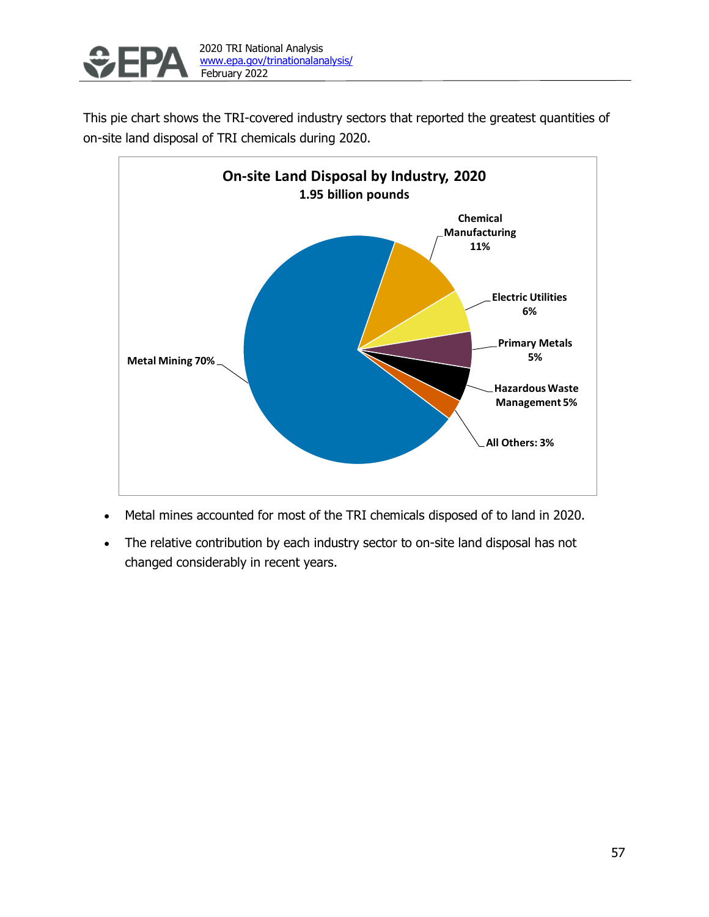This pie chart shows the TRI-covered industry sectors that reported the greatest quantities of on-site land disposal of TRI chemicals during 2020.

**On-site Land Disposal by Industry, 2020**
**1.95 billion pounds**

| Industry | Share |
|---|---|
| Metal Mining | 70% |
| Chemical Manufacturing | 11% |
| Electric Utilities | 6% |
| Primary Metals | 5% |
| Hazardous Waste Management | 5% |
| All Others | 3% |

- Metal mines accounted for most of the TRI chemicals disposed of to land in 2020.
- The relative contribution by each industry sector to on-site land disposal has not changed considerably in recent years.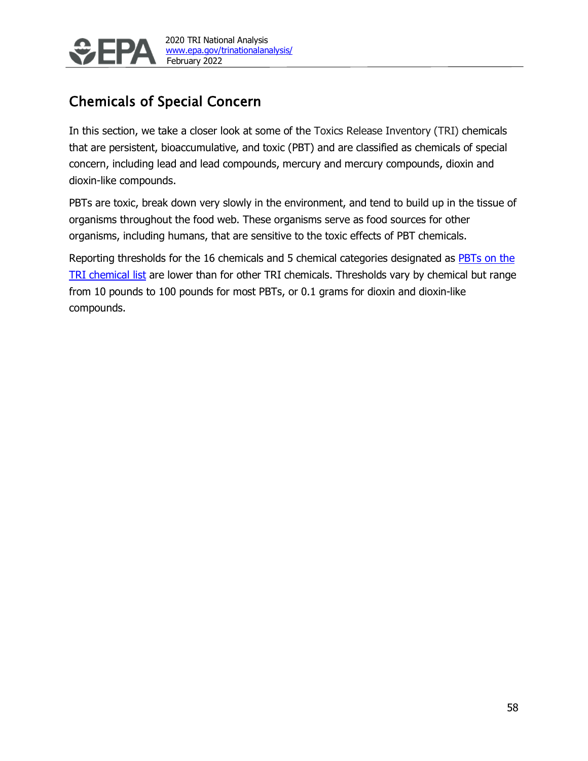## Chemicals of Special Concern

In this section, we take a closer look at some of the Toxics Release Inventory (TRI) chemicals that are persistent, bioaccumulative, and toxic (PBT) and are classified as chemicals of special concern, including lead and lead compounds, mercury and mercury compounds, dioxin and dioxin-like compounds.

PBTs are toxic, break down very slowly in the environment, and tend to build up in the tissue of organisms throughout the food web. These organisms serve as food sources for other organisms, including humans, that are sensitive to the toxic effects of PBT chemicals.

Reporting thresholds for the 16 chemicals and 5 chemical categories designated as PBTs on the TRI chemical list are lower than for other TRI chemicals. Thresholds vary by chemical but range from 10 pounds to 100 pounds for most PBTs, or 0.1 grams for dioxin and dioxin-like compounds.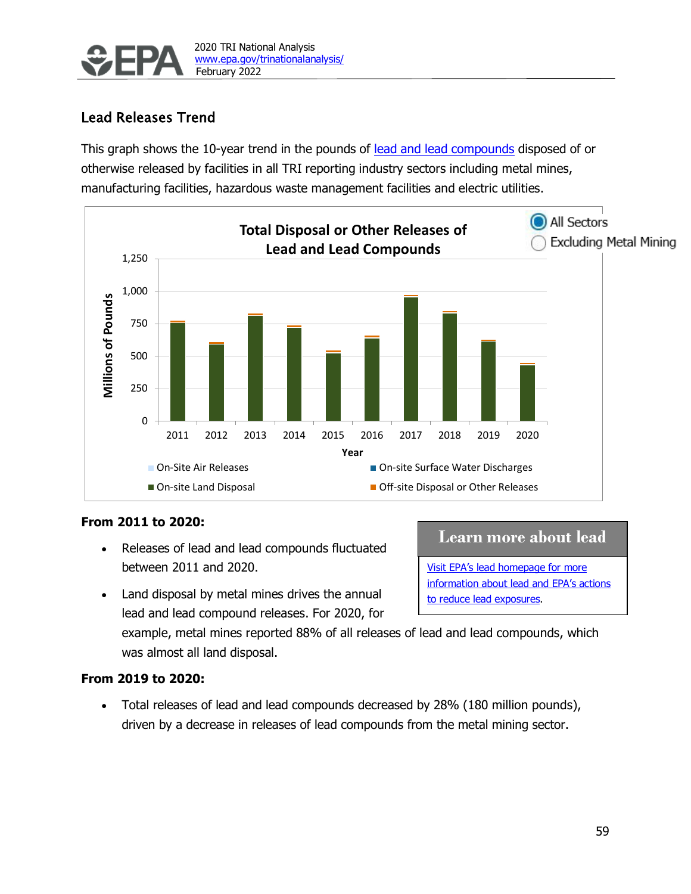## Lead Releases Trend

This graph shows the 10-year trend in the pounds of lead and lead compounds disposed of or otherwise released by facilities in all TRI reporting industry sectors including metal mines, manufacturing facilities, hazardous waste management facilities and electric utilities.

**Total Disposal or Other Releases of Lead and Lead Compounds**

All Sectors / Excluding Metal Mining

Millions of Pounds: 0, 250, 500, 750, 1,000, 1,250

Year: 2011, 2012, 2013, 2014, 2015, 2016, 2017, 2018, 2019, 2020

On-Site Air Releases | On-site Surface Water Discharges | On-site Land Disposal | Off-site Disposal or Other Releases

### From 2011 to 2020:

- Releases of lead and lead compounds fluctuated between 2011 and 2020.
- Land disposal by metal mines drives the annual lead and lead compound releases. For 2020, for example, metal mines reported 88% of all releases of lead and lead compounds, which was almost all land disposal.

**Learn more about lead**

Visit EPA's lead homepage for more information about lead and EPA's actions to reduce lead exposures.

### From 2019 to 2020:

- Total releases of lead and lead compounds decreased by 28% (180 million pounds), driven by a decrease in releases of lead compounds from the metal mining sector.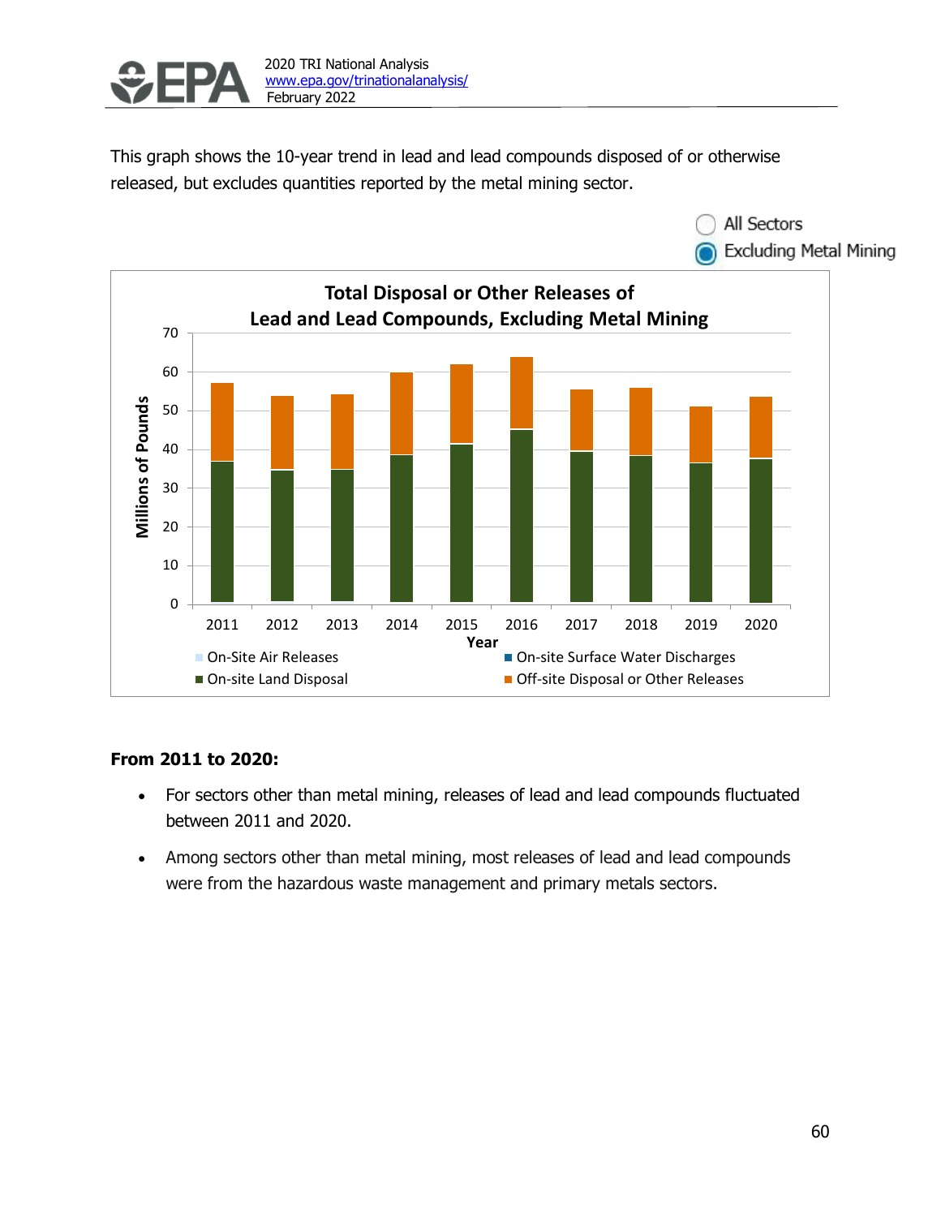This graph shows the 10-year trend in lead and lead compounds disposed of or otherwise released, but excludes quantities reported by the metal mining sector.

**From 2011 to 2020:**

- For sectors other than metal mining, releases of lead and lead compounds fluctuated between 2011 and 2020.
- Among sectors other than metal mining, most releases of lead and lead compounds were from the hazardous waste management and primary metals sectors.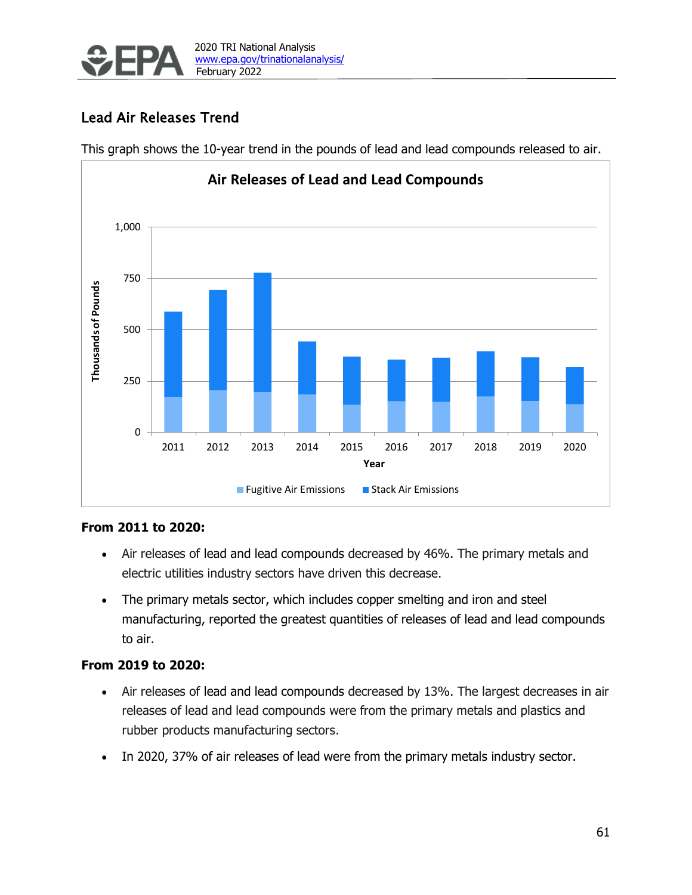## Lead Air Releases Trend

This graph shows the 10-year trend in the pounds of lead and lead compounds released to air.

**Air Releases of Lead and Lead Compounds**

**From 2011 to 2020:**

- Air releases of lead and lead compounds decreased by 46%. The primary metals and electric utilities industry sectors have driven this decrease.
- The primary metals sector, which includes copper smelting and iron and steel manufacturing, reported the greatest quantities of releases of lead and lead compounds to air.

**From 2019 to 2020:**

- Air releases of lead and lead compounds decreased by 13%. The largest decreases in air releases of lead and lead compounds were from the primary metals and plastics and rubber products manufacturing sectors.
- In 2020, 37% of air releases of lead were from the primary metals industry sector.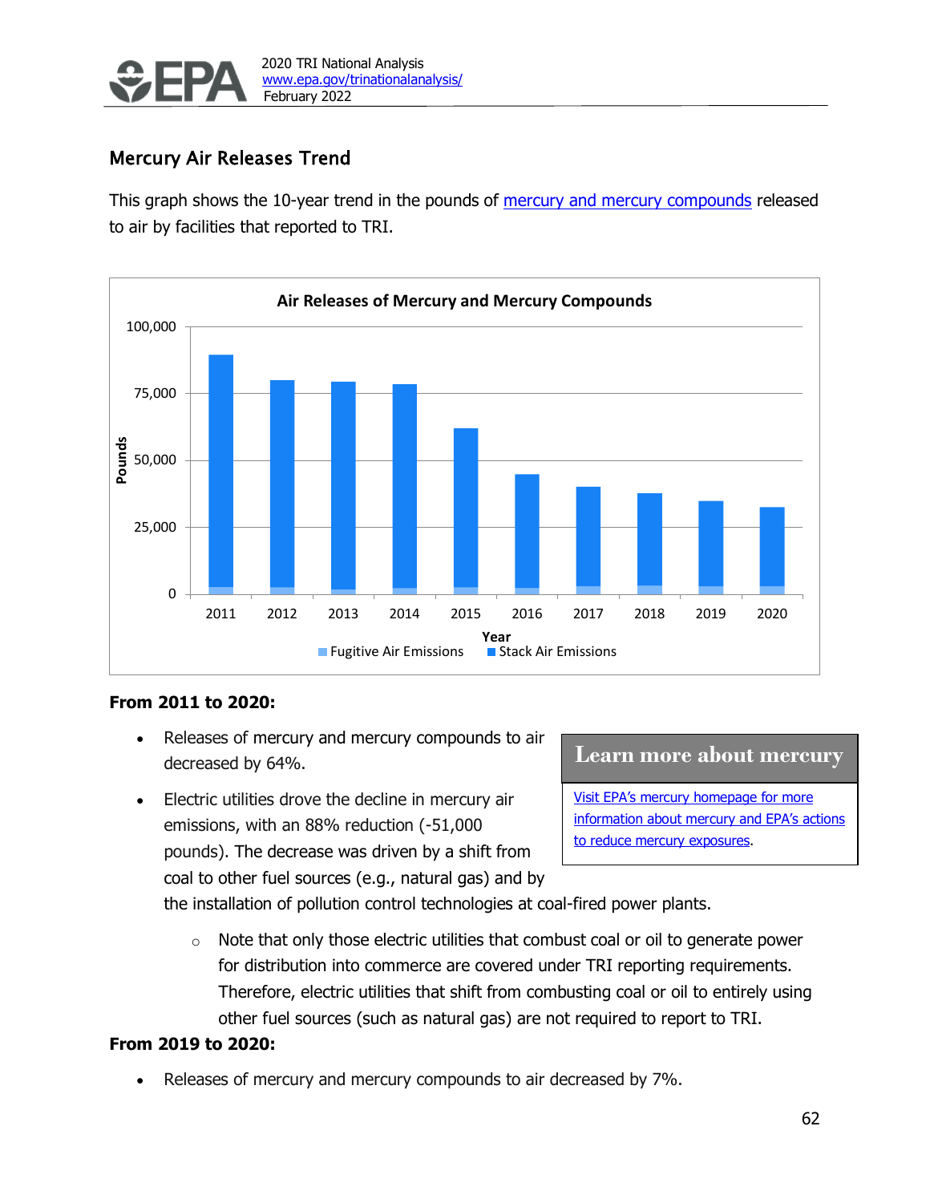## Mercury Air Releases Trend

This graph shows the 10-year trend in the pounds of mercury and mercury compounds released to air by facilities that reported to TRI.

**Air Releases of Mercury and Mercury Compounds**

Pounds

100,000
75,000
50,000
25,000
0

2011 2012 2013 2014 2015 2016 2017 2018 2019 2020

Year

Fugitive Air Emissions   Stack Air Emissions

**From 2011 to 2020:**

- Releases of mercury and mercury compounds to air decreased by 64%.
- Electric utilities drove the decline in mercury air emissions, with an 88% reduction (-51,000 pounds). The decrease was driven by a shift from coal to other fuel sources (e.g., natural gas) and by the installation of pollution control technologies at coal-fired power plants.
    - Note that only those electric utilities that combust coal or oil to generate power for distribution into commerce are covered under TRI reporting requirements. Therefore, electric utilities that shift from combusting coal or oil to entirely using other fuel sources (such as natural gas) are not required to report to TRI.

**From 2019 to 2020:**

- Releases of mercury and mercury compounds to air decreased by 7%.

**Learn more about mercury**

Visit EPA's mercury homepage for more information about mercury and EPA's actions to reduce mercury exposures.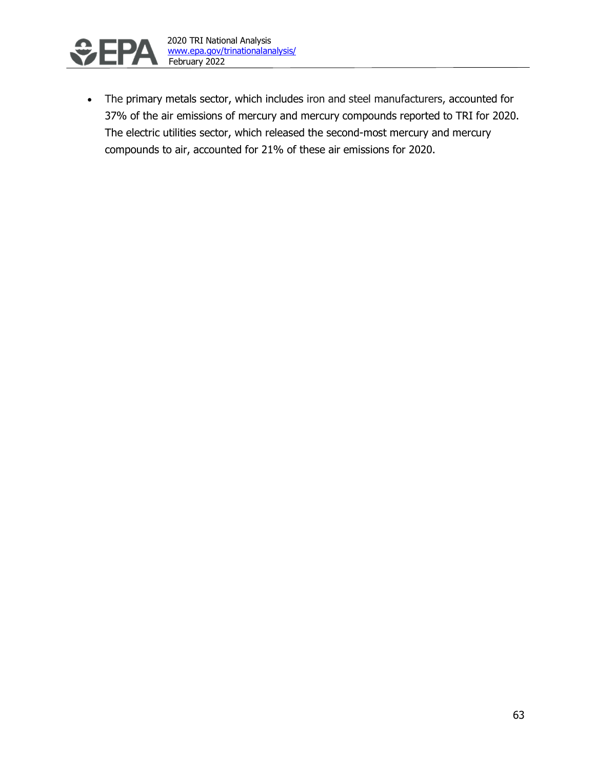- The primary metals sector, which includes iron and steel manufacturers, accounted for 37% of the air emissions of mercury and mercury compounds reported to TRI for 2020. The electric utilities sector, which released the second-most mercury and mercury compounds to air, accounted for 21% of these air emissions for 2020.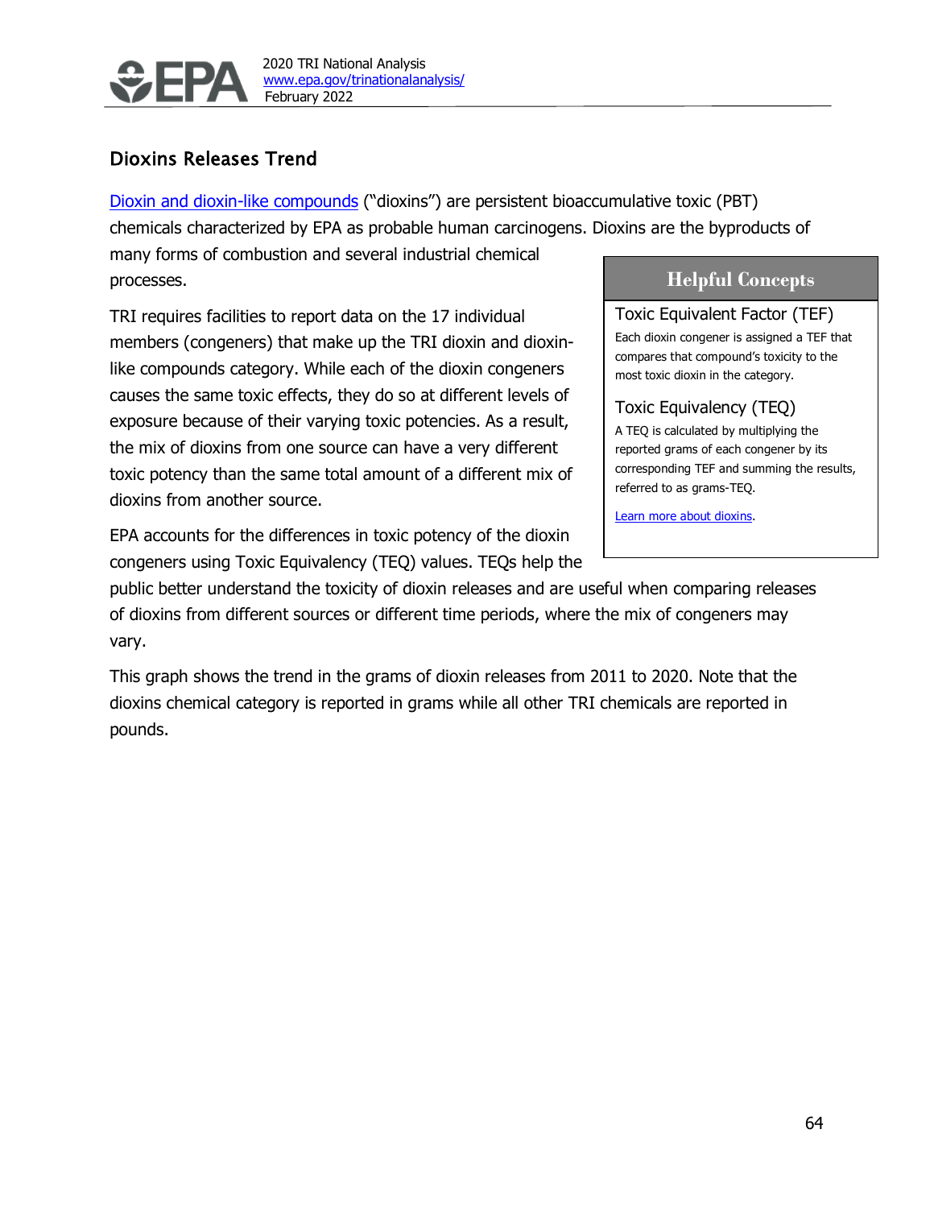## Dioxins Releases Trend

Dioxin and dioxin-like compounds ("dioxins") are persistent bioaccumulative toxic (PBT) chemicals characterized by EPA as probable human carcinogens. Dioxins are the byproducts of many forms of combustion and several industrial chemical processes.

TRI requires facilities to report data on the 17 individual members (congeners) that make up the TRI dioxin and dioxin-like compounds category. While each of the dioxin congeners causes the same toxic effects, they do so at different levels of exposure because of their varying toxic potencies. As a result, the mix of dioxins from one source can have a very different toxic potency than the same total amount of a different mix of dioxins from another source.

EPA accounts for the differences in toxic potency of the dioxin congeners using Toxic Equivalency (TEQ) values. TEQs help the public better understand the toxicity of dioxin releases and are useful when comparing releases of dioxins from different sources or different time periods, where the mix of congeners may vary.

> **Helpful Concepts**
>
> **Toxic Equivalent Factor (TEF)**
> Each dioxin congener is assigned a TEF that compares that compound's toxicity to the most toxic dioxin in the category.
>
> **Toxic Equivalency (TEQ)**
> A TEQ is calculated by multiplying the reported grams of each congener by its corresponding TEF and summing the results, referred to as grams-TEQ.
>
> Learn more about dioxins.

This graph shows the trend in the grams of dioxin releases from 2011 to 2020. Note that the dioxins chemical category is reported in grams while all other TRI chemicals are reported in pounds.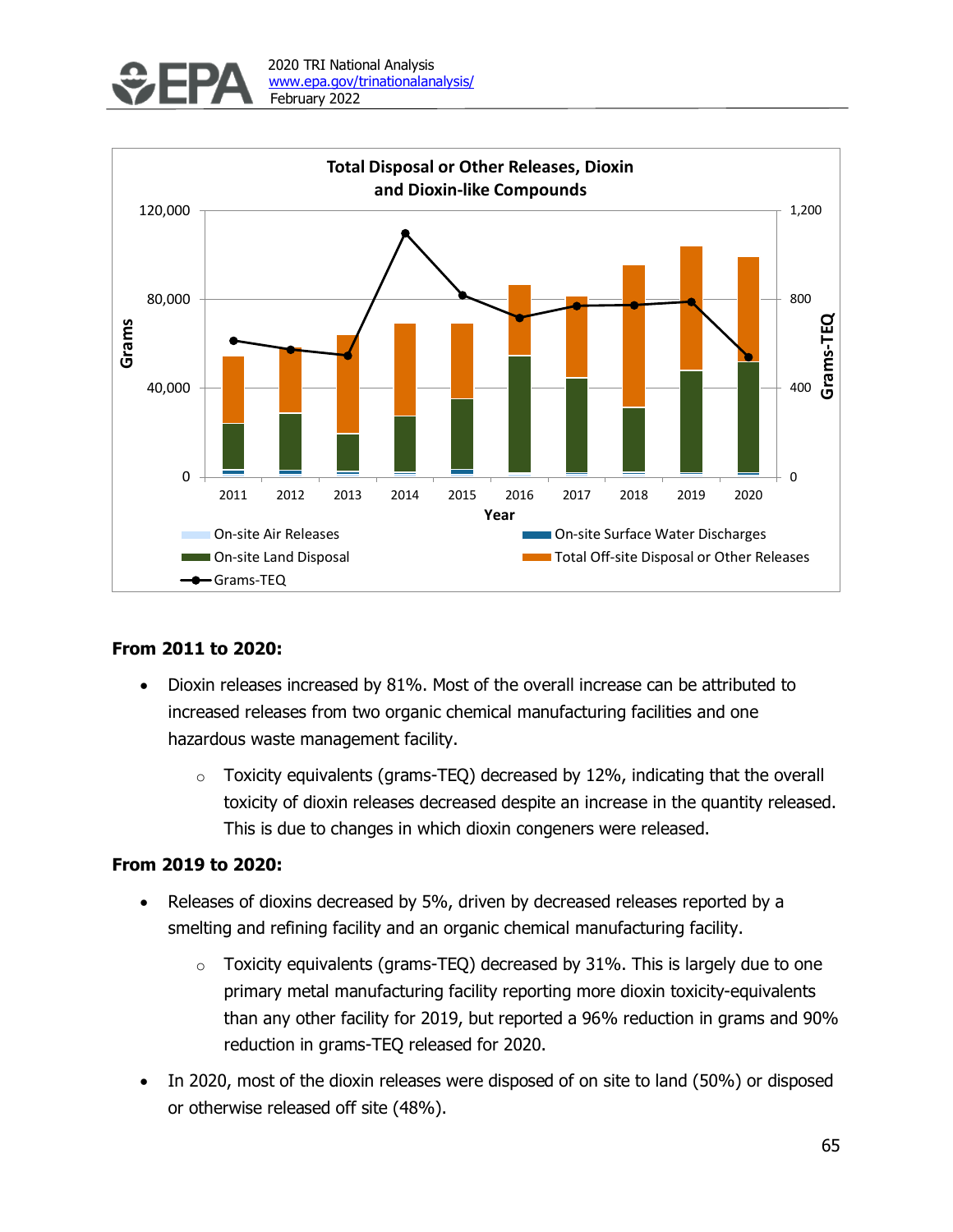**Total Disposal or Other Releases, Dioxin and Dioxin-like Compounds**

### From 2011 to 2020:

- Dioxin releases increased by 81%. Most of the overall increase can be attributed to increased releases from two organic chemical manufacturing facilities and one hazardous waste management facility.
    - Toxicity equivalents (grams-TEQ) decreased by 12%, indicating that the overall toxicity of dioxin releases decreased despite an increase in the quantity released. This is due to changes in which dioxin congeners were released.

### From 2019 to 2020:

- Releases of dioxins decreased by 5%, driven by decreased releases reported by a smelting and refining facility and an organic chemical manufacturing facility.
    - Toxicity equivalents (grams-TEQ) decreased by 31%. This is largely due to one primary metal manufacturing facility reporting more dioxin toxicity-equivalents than any other facility for 2019, but reported a 96% reduction in grams and 90% reduction in grams-TEQ released for 2020.
- In 2020, most of the dioxin releases were disposed of on site to land (50%) or disposed or otherwise released off site (48%).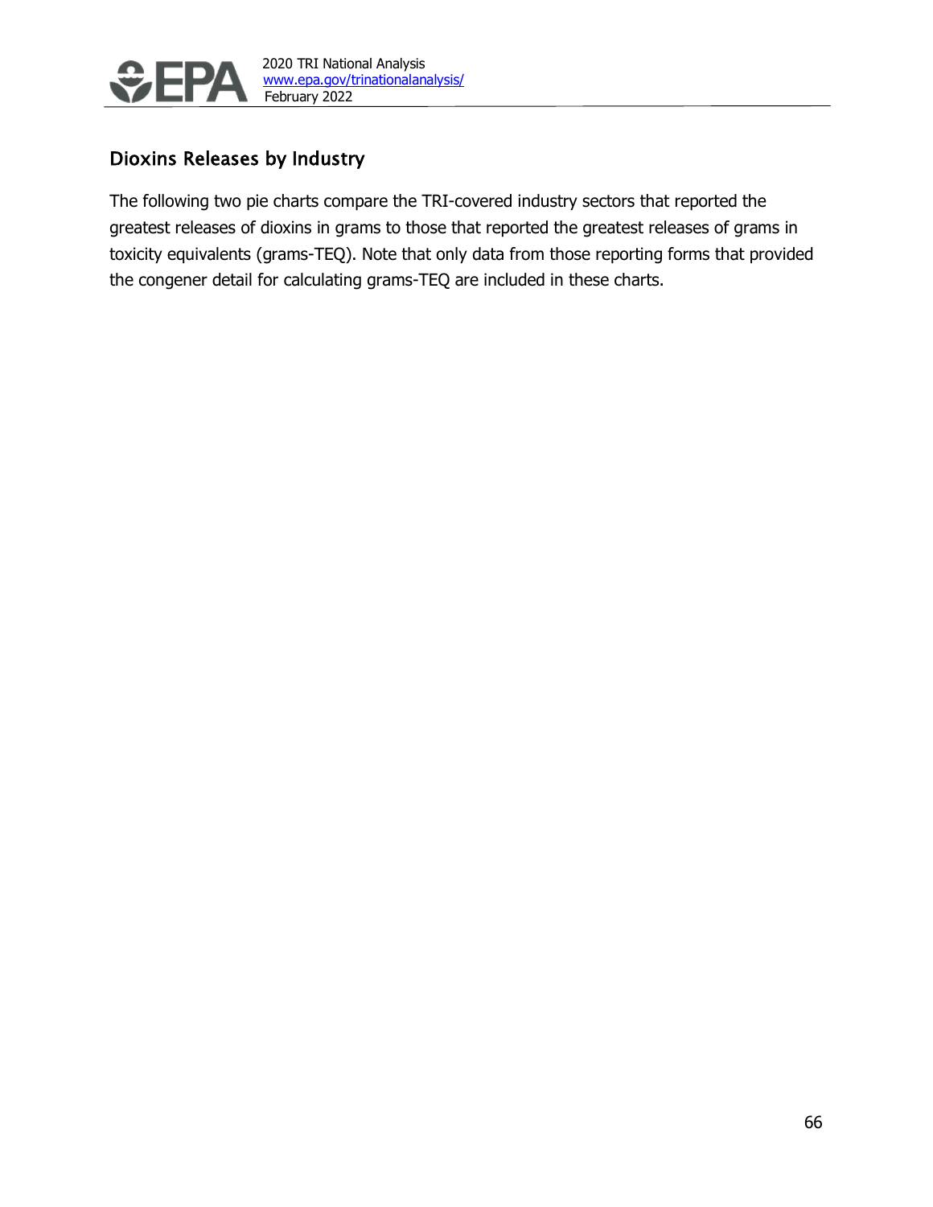## Dioxins Releases by Industry

The following two pie charts compare the TRI-covered industry sectors that reported the greatest releases of dioxins in grams to those that reported the greatest releases of grams in toxicity equivalents (grams-TEQ). Note that only data from those reporting forms that provided the congener detail for calculating grams-TEQ are included in these charts.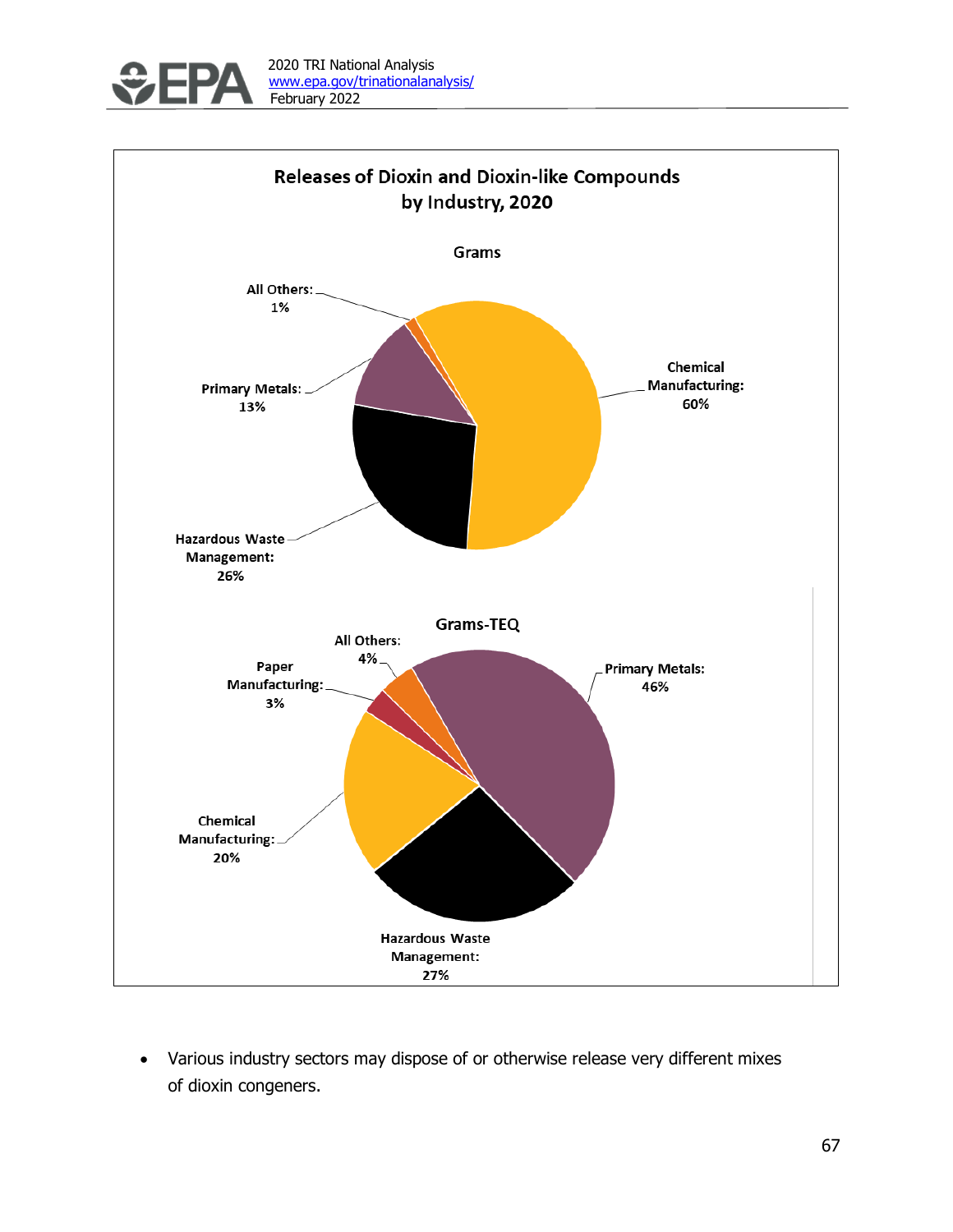**Releases of Dioxin and Dioxin-like Compounds by Industry, 2020**

**Grams**

- Chemical Manufacturing: 60%
- Hazardous Waste Management: 26%
- Primary Metals: 13%
- All Others: 1%

**Grams-TEQ**

- Primary Metals: 46%
- Hazardous Waste Management: 27%
- Chemical Manufacturing: 20%
- All Others: 4%
- Paper Manufacturing: 3%

- Various industry sectors may dispose of or otherwise release very different mixes of dioxin congeners.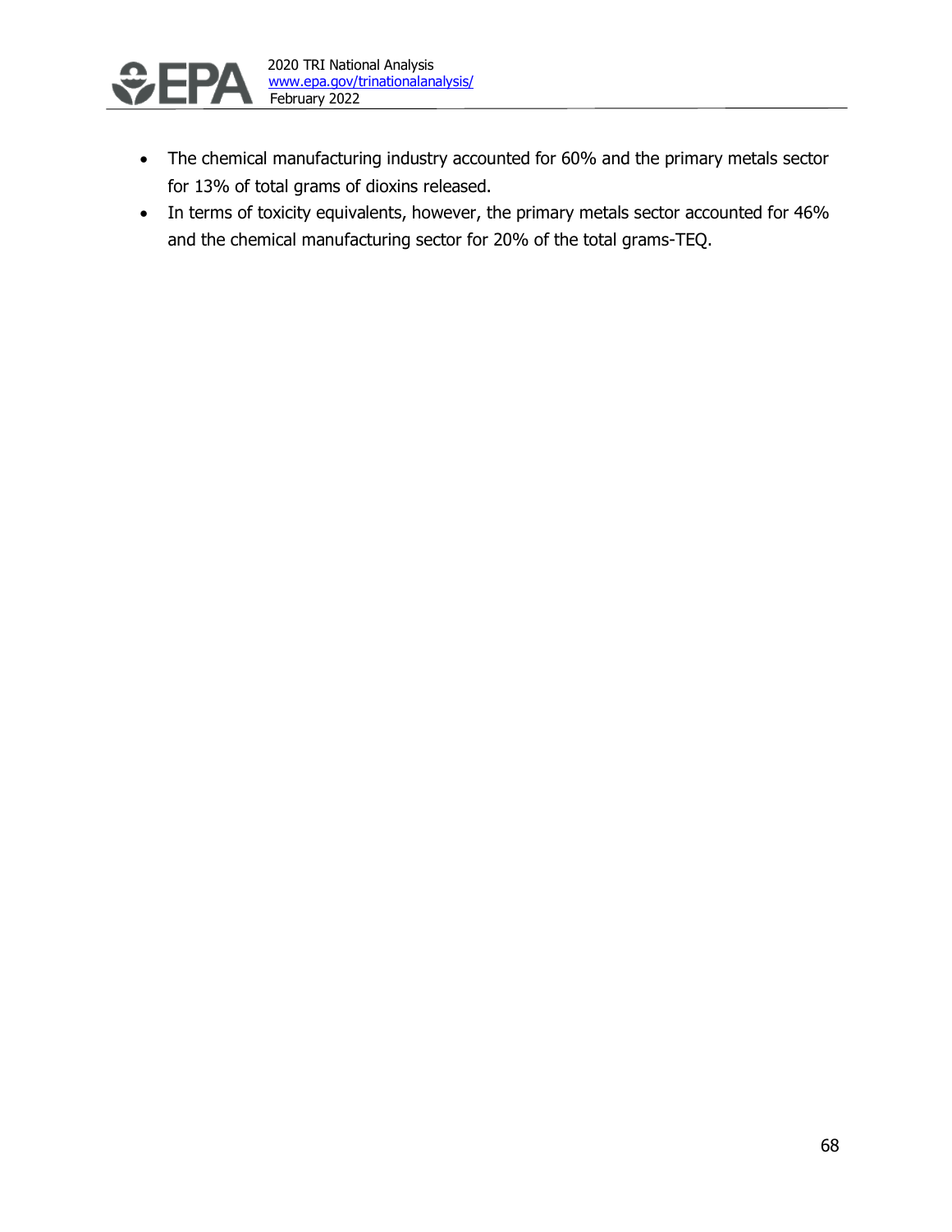- The chemical manufacturing industry accounted for 60% and the primary metals sector for 13% of total grams of dioxins released.
- In terms of toxicity equivalents, however, the primary metals sector accounted for 46% and the chemical manufacturing sector for 20% of the total grams-TEQ.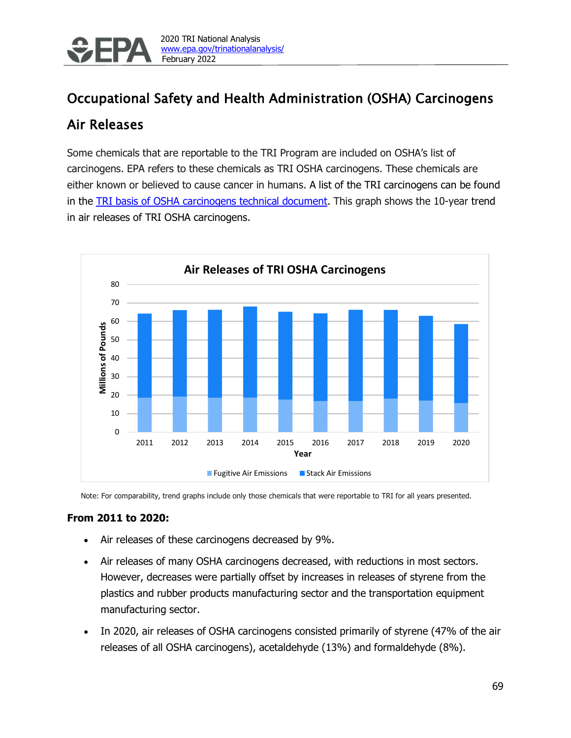## Occupational Safety and Health Administration (OSHA) Carcinogens Air Releases

Some chemicals that are reportable to the TRI Program are included on OSHA's list of carcinogens. EPA refers to these chemicals as TRI OSHA carcinogens. These chemicals are either known or believed to cause cancer in humans. A list of the TRI carcinogens can be found in the TRI basis of OSHA carcinogens technical document. This graph shows the 10-year trend in air releases of TRI OSHA carcinogens.

**Air Releases of TRI OSHA Carcinogens**

Note: For comparability, trend graphs include only those chemicals that were reportable to TRI for all years presented.

### From 2011 to 2020:

- Air releases of these carcinogens decreased by 9%.
- Air releases of many OSHA carcinogens decreased, with reductions in most sectors. However, decreases were partially offset by increases in releases of styrene from the plastics and rubber products manufacturing sector and the transportation equipment manufacturing sector.
- In 2020, air releases of OSHA carcinogens consisted primarily of styrene (47% of the air releases of all OSHA carcinogens), acetaldehyde (13%) and formaldehyde (8%).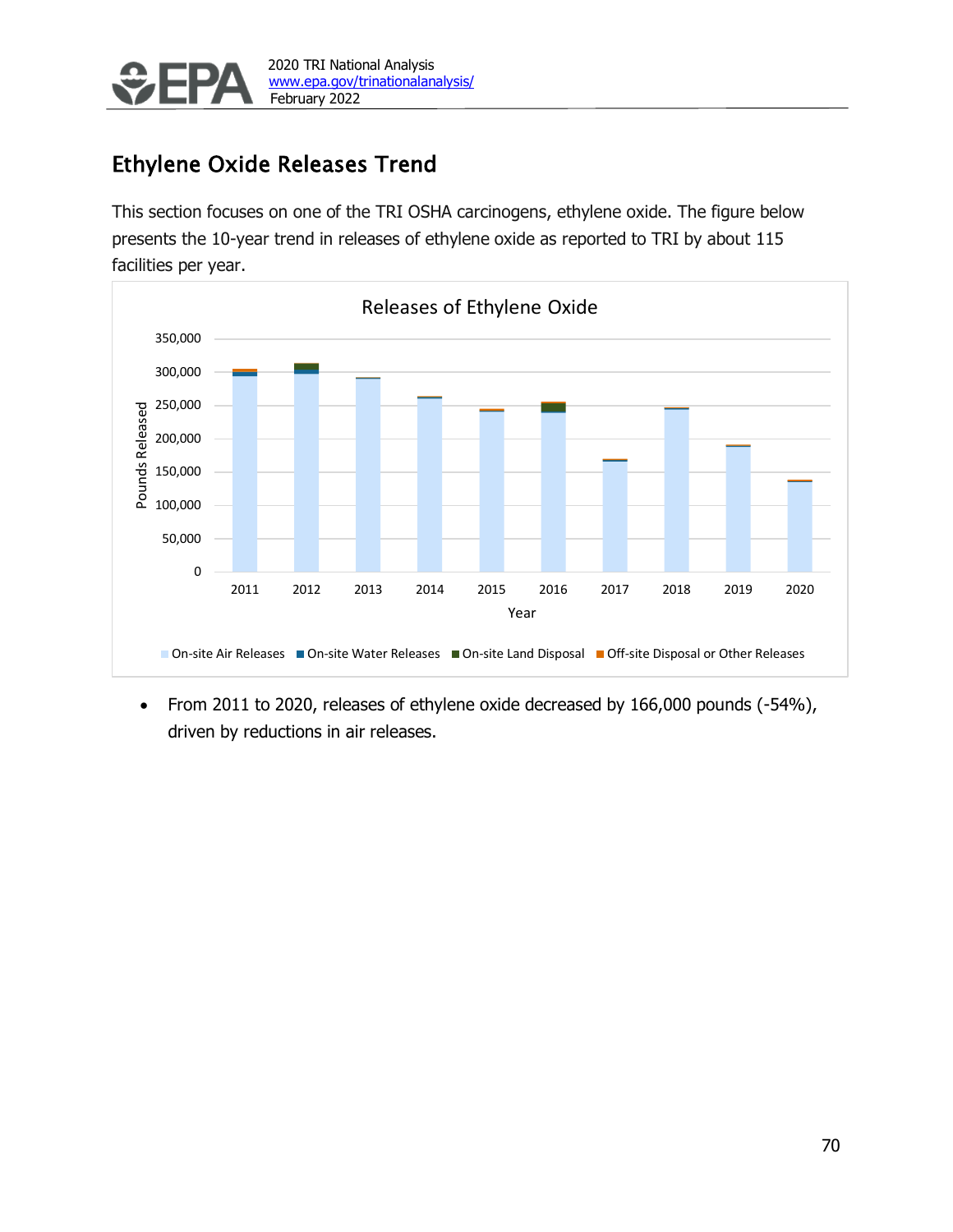## Ethylene Oxide Releases Trend

This section focuses on one of the TRI OSHA carcinogens, ethylene oxide. The figure below presents the 10-year trend in releases of ethylene oxide as reported to TRI by about 115 facilities per year.

- From 2011 to 2020, releases of ethylene oxide decreased by 166,000 pounds (-54%), driven by reductions in air releases.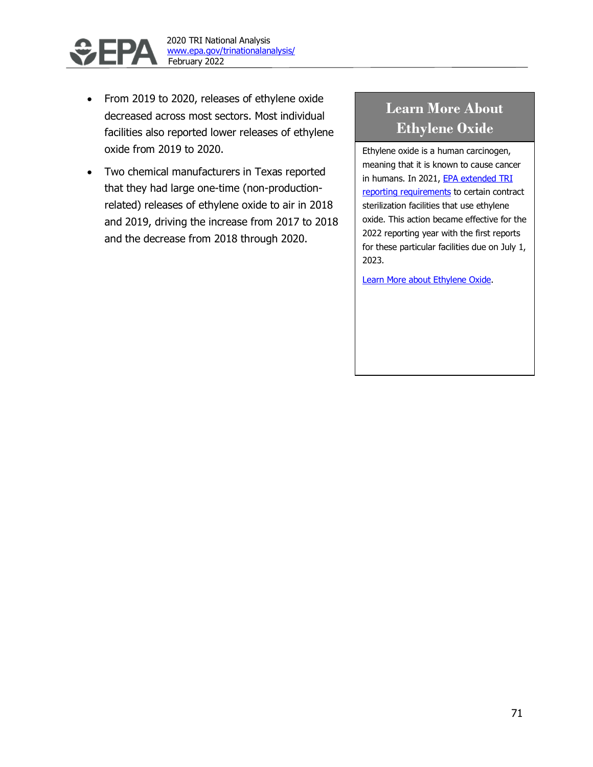- From 2019 to 2020, releases of ethylene oxide decreased across most sectors. Most individual facilities also reported lower releases of ethylene oxide from 2019 to 2020.
- Two chemical manufacturers in Texas reported that they had large one-time (non-production-related) releases of ethylene oxide to air in 2018 and 2019, driving the increase from 2017 to 2018 and the decrease from 2018 through 2020.

## Learn More About Ethylene Oxide

Ethylene oxide is a human carcinogen, meaning that it is known to cause cancer in humans. In 2021, [EPA extended TRI reporting requirements]() to certain contract sterilization facilities that use ethylene oxide. This action became effective for the 2022 reporting year with the first reports for these particular facilities due on July 1, 2023.

[Learn More about Ethylene Oxide]().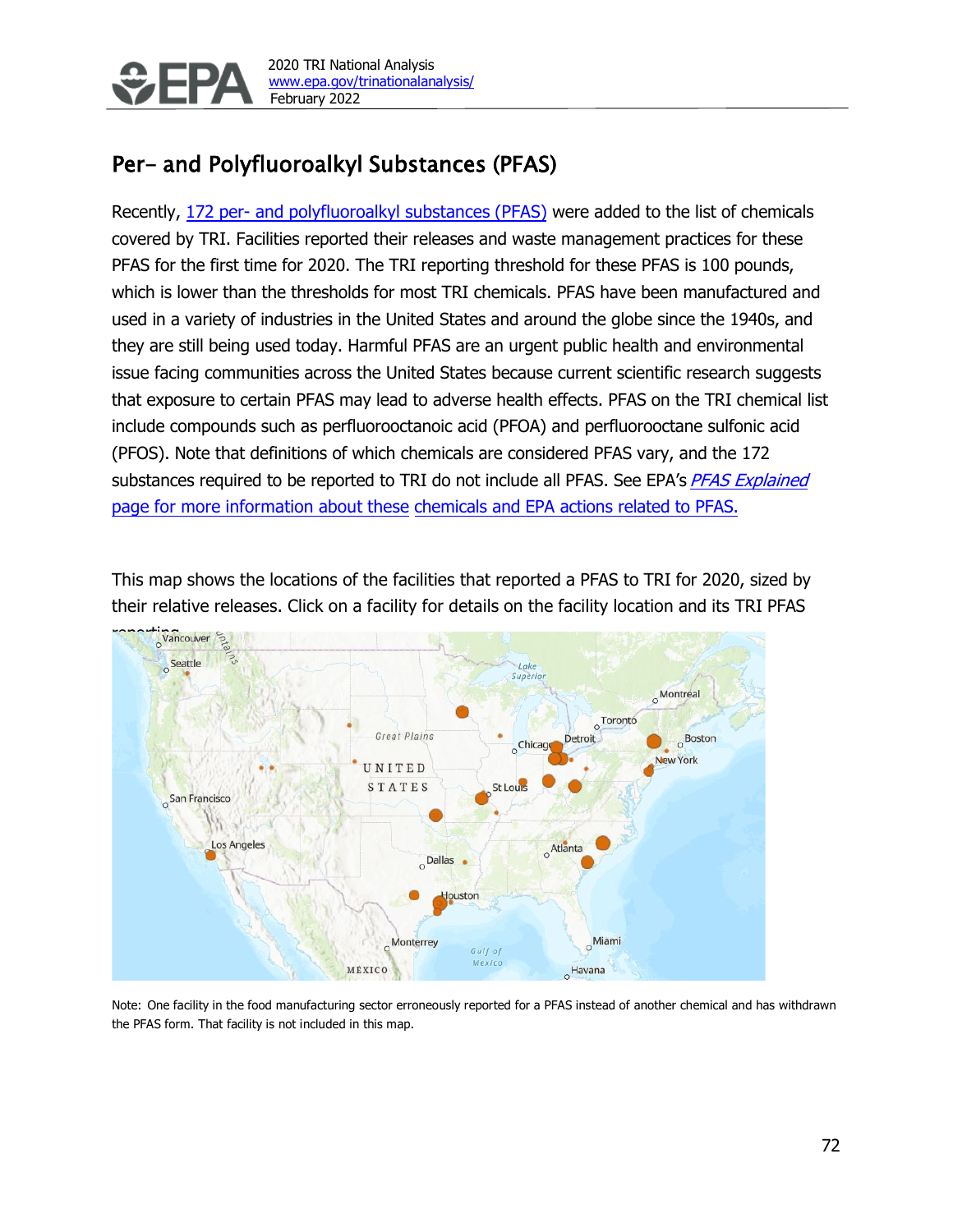## Per- and Polyfluoroalkyl Substances (PFAS)

Recently, 172 per- and polyfluoroalkyl substances (PFAS) were added to the list of chemicals covered by TRI. Facilities reported their releases and waste management practices for these PFAS for the first time for 2020. The TRI reporting threshold for these PFAS is 100 pounds, which is lower than the thresholds for most TRI chemicals. PFAS have been manufactured and used in a variety of industries in the United States and around the globe since the 1940s, and they are still being used today. Harmful PFAS are an urgent public health and environmental issue facing communities across the United States because current scientific research suggests that exposure to certain PFAS may lead to adverse health effects. PFAS on the TRI chemical list include compounds such as perfluorooctanoic acid (PFOA) and perfluorooctane sulfonic acid (PFOS). Note that definitions of which chemicals are considered PFAS vary, and the 172 substances required to be reported to TRI do not include all PFAS. See EPA's *PFAS Explained* page for more information about these chemicals and EPA actions related to PFAS.

This map shows the locations of the facilities that reported a PFAS to TRI for 2020, sized by their relative releases. Click on a facility for details on the facility location and its TRI PFAS reporting.

Note: One facility in the food manufacturing sector erroneously reported for a PFAS instead of another chemical and has withdrawn the PFAS form. That facility is not included in this map.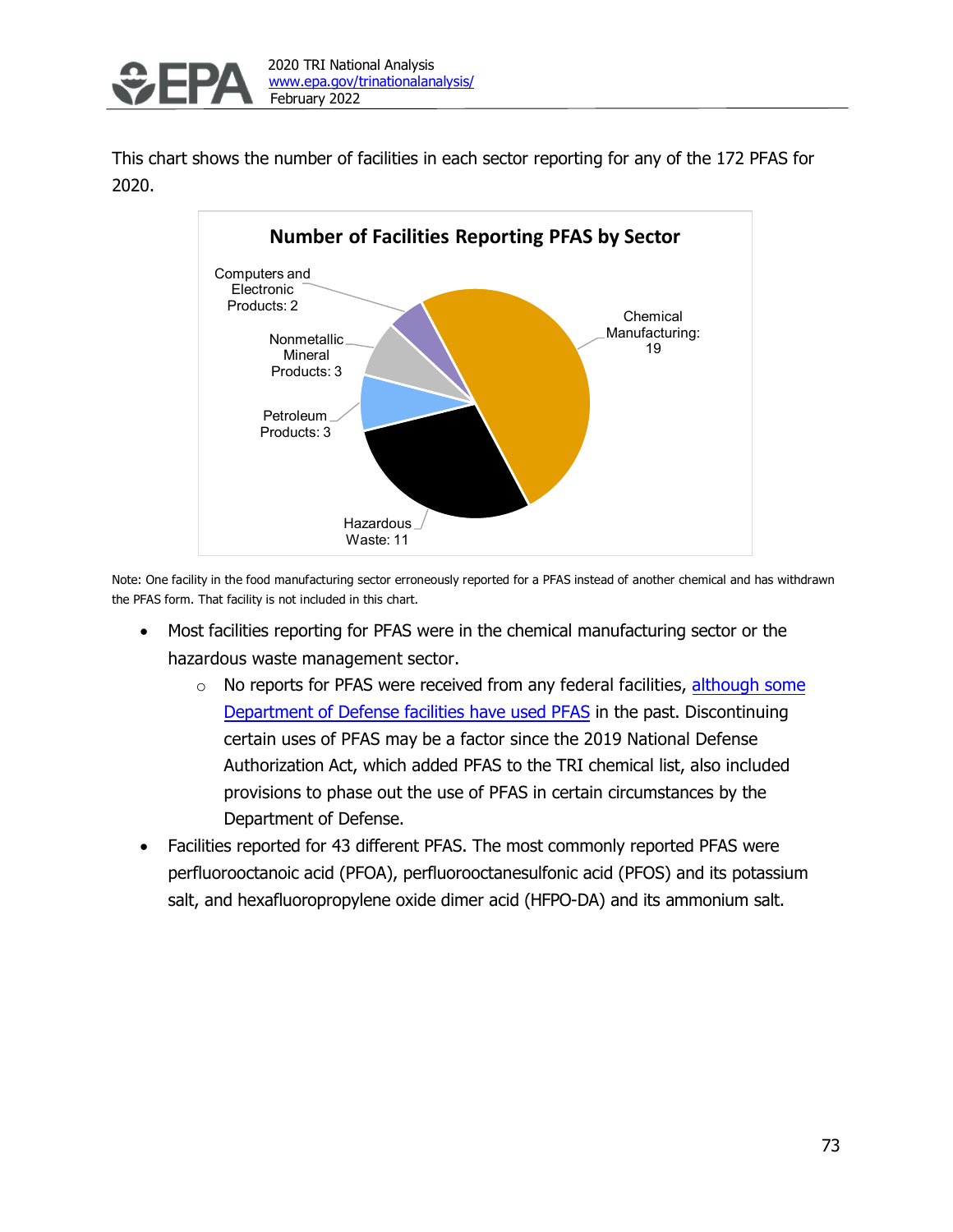This chart shows the number of facilities in each sector reporting for any of the 172 PFAS for 2020.

**Number of Facilities Reporting PFAS by Sector**

| Sector | Number of Facilities |
|---|---|
| Chemical Manufacturing | 19 |
| Hazardous Waste | 11 |
| Petroleum Products | 3 |
| Nonmetallic Mineral Products | 3 |
| Computers and Electronic Products | 2 |

Note: One facility in the food manufacturing sector erroneously reported for a PFAS instead of another chemical and has withdrawn the PFAS form. That facility is not included in this chart.

- Most facilities reporting for PFAS were in the chemical manufacturing sector or the hazardous waste management sector.
  - No reports for PFAS were received from any federal facilities, [although some Department of Defense facilities have used PFAS]() in the past. Discontinuing certain uses of PFAS may be a factor since the 2019 National Defense Authorization Act, which added PFAS to the TRI chemical list, also included provisions to phase out the use of PFAS in certain circumstances by the Department of Defense.
- Facilities reported for 43 different PFAS. The most commonly reported PFAS were perfluorooctanoic acid (PFOA), perfluorooctanesulfonic acid (PFOS) and its potassium salt, and hexafluoropropylene oxide dimer acid (HFPO-DA) and its ammonium salt.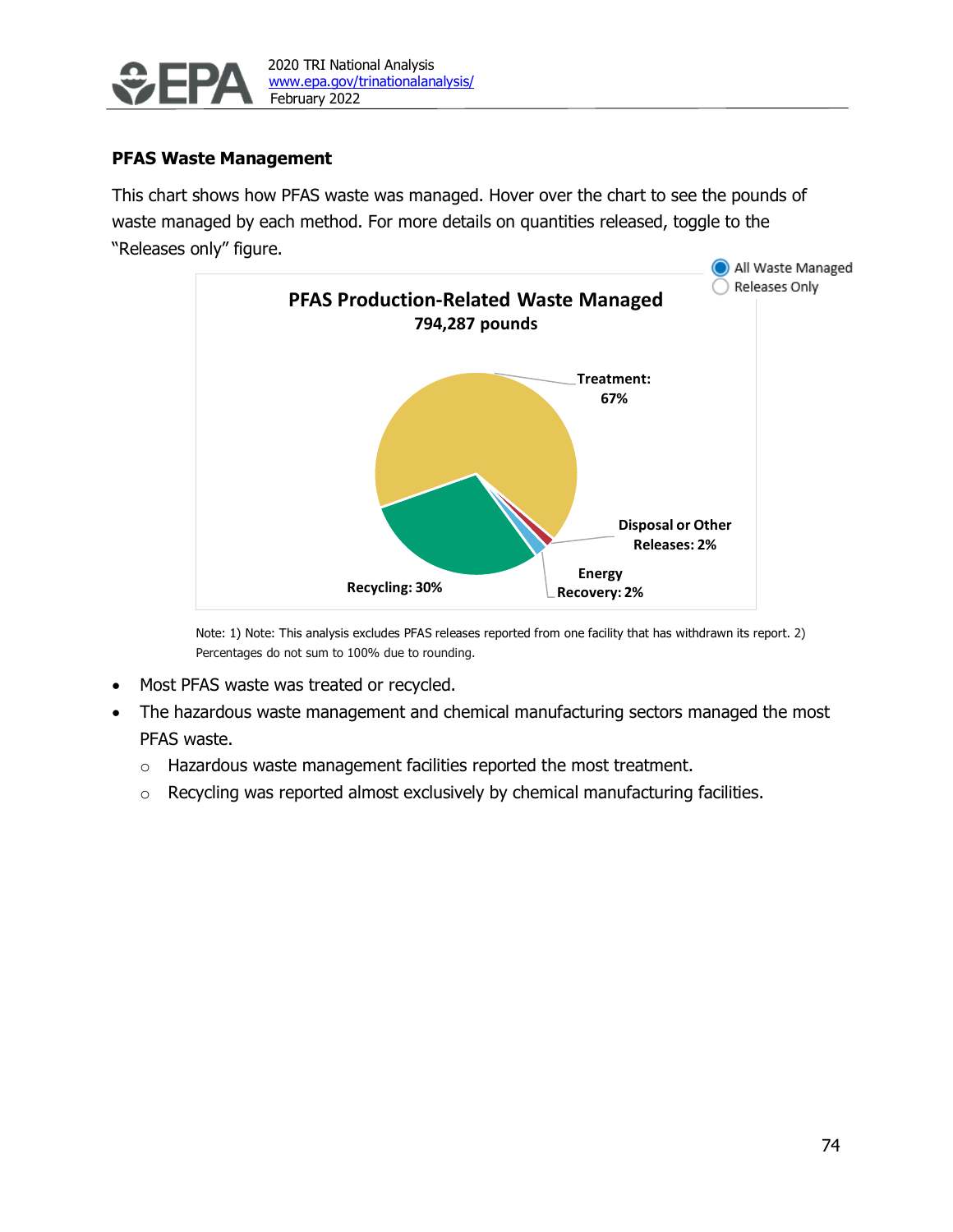### PFAS Waste Management

This chart shows how PFAS waste was managed. Hover over the chart to see the pounds of waste managed by each method. For more details on quantities released, toggle to the "Releases only" figure.

All Waste Managed
Releases Only

**PFAS Production-Related Waste Managed**
**794,287 pounds**

Treatment: 67%
Disposal or Other Releases: 2%
Energy Recovery: 2%
Recycling: 30%

Note: 1) Note: This analysis excludes PFAS releases reported from one facility that has withdrawn its report. 2) Percentages do not sum to 100% due to rounding.

- Most PFAS waste was treated or recycled.
- The hazardous waste management and chemical manufacturing sectors managed the most PFAS waste.
  - Hazardous waste management facilities reported the most treatment.
  - Recycling was reported almost exclusively by chemical manufacturing facilities.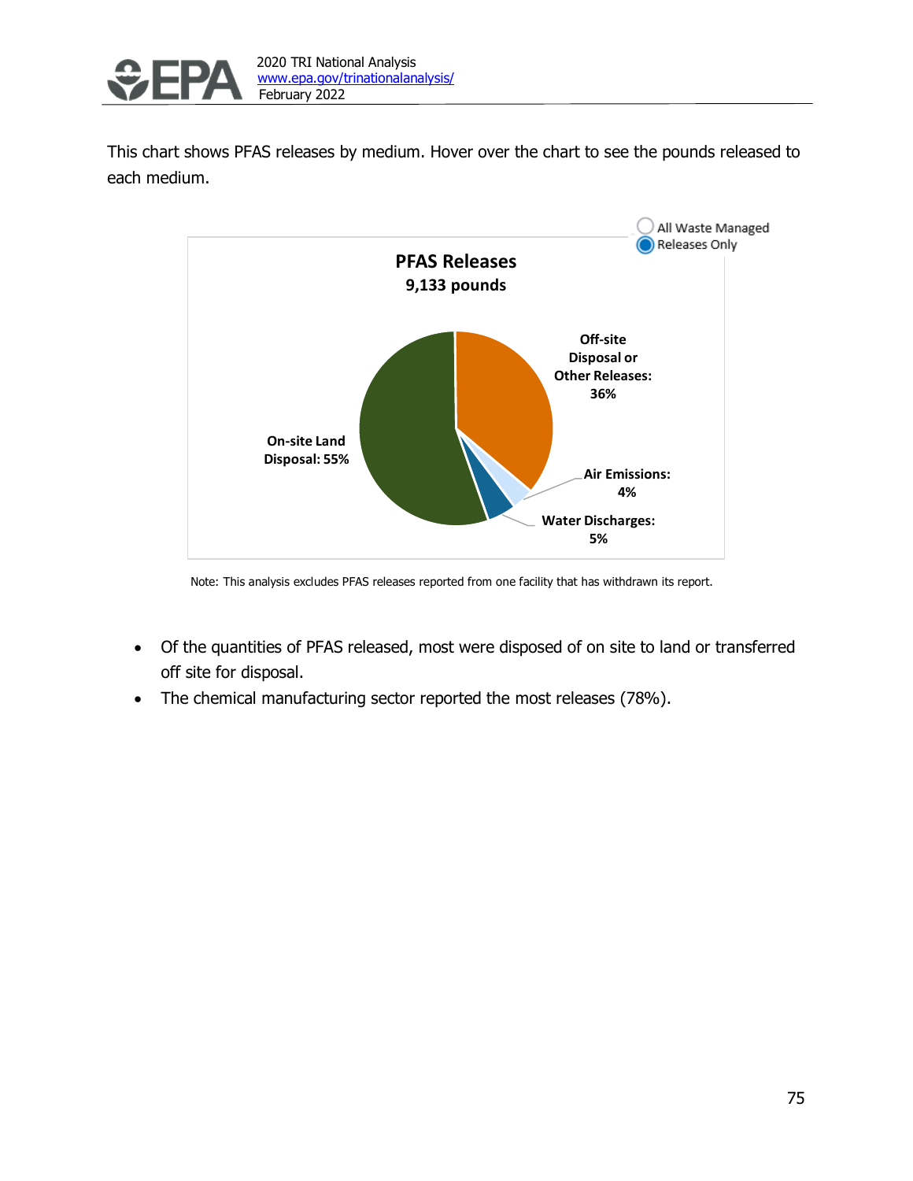This chart shows PFAS releases by medium. Hover over the chart to see the pounds released to each medium.

All Waste Managed
Releases Only

PFAS Releases
9,133 pounds

Off-site Disposal or Other Releases: 36%
Air Emissions: 4%
Water Discharges: 5%
On-site Land Disposal: 55%

Note: This analysis excludes PFAS releases reported from one facility that has withdrawn its report.

- Of the quantities of PFAS released, most were disposed of on site to land or transferred off site for disposal.
- The chemical manufacturing sector reported the most releases (78%).